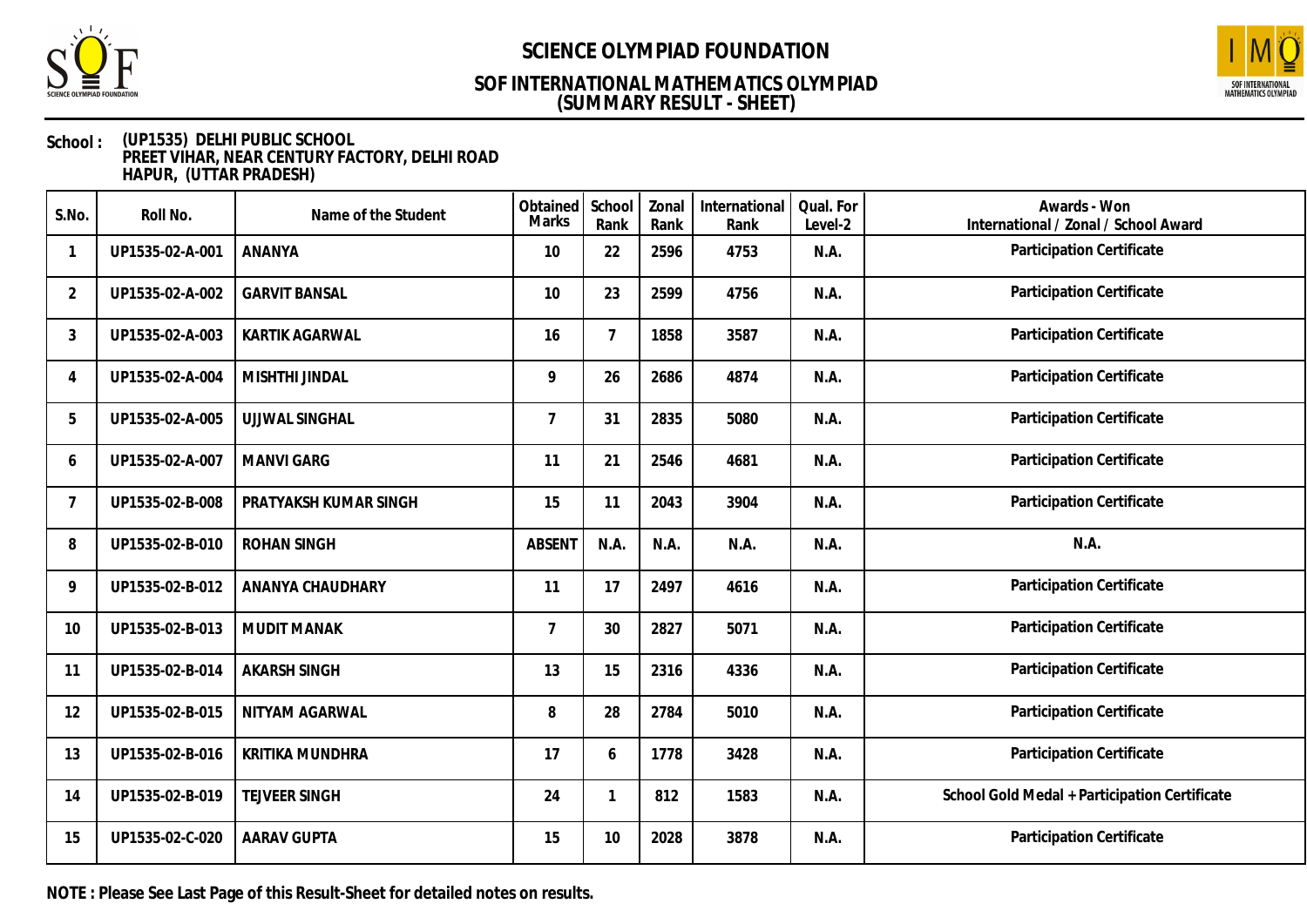# SCIENCE OLYMPIAD FOUNDATION

## SOF INTERNATIONAL MATHEMATICS OLYMPIAD
## (SUMMARY RESULT - SHEET)

**School :** (UP1535) DELHI PUBLIC SCHOOL
PREET VIHAR, NEAR CENTURY FACTORY, DELHI ROAD
HAPUR, (UTTAR PRADESH)

| S.No. | Roll No. | Name of the Student | Obtained Marks | School Rank | Zonal Rank | International Rank | Qual. For Level-2 | Awards - Won International / Zonal / School Award |
|---|---|---|---|---|---|---|---|---|
| 1 | UP1535-02-A-001 | ANANYA | 10 | 22 | 2596 | 4753 | N.A. | Participation Certificate |
| 2 | UP1535-02-A-002 | GARVIT BANSAL | 10 | 23 | 2599 | 4756 | N.A. | Participation Certificate |
| 3 | UP1535-02-A-003 | KARTIK AGARWAL | 16 | 7 | 1858 | 3587 | N.A. | Participation Certificate |
| 4 | UP1535-02-A-004 | MISHTHI JINDAL | 9 | 26 | 2686 | 4874 | N.A. | Participation Certificate |
| 5 | UP1535-02-A-005 | UJJWAL SINGHAL | 7 | 31 | 2835 | 5080 | N.A. | Participation Certificate |
| 6 | UP1535-02-A-007 | MANVI GARG | 11 | 21 | 2546 | 4681 | N.A. | Participation Certificate |
| 7 | UP1535-02-B-008 | PRATYAKSH KUMAR SINGH | 15 | 11 | 2043 | 3904 | N.A. | Participation Certificate |
| 8 | UP1535-02-B-010 | ROHAN SINGH | ABSENT | N.A. | N.A. | N.A. | N.A. | N.A. |
| 9 | UP1535-02-B-012 | ANANYA CHAUDHARY | 11 | 17 | 2497 | 4616 | N.A. | Participation Certificate |
| 10 | UP1535-02-B-013 | MUDIT MANAK | 7 | 30 | 2827 | 5071 | N.A. | Participation Certificate |
| 11 | UP1535-02-B-014 | AKARSH SINGH | 13 | 15 | 2316 | 4336 | N.A. | Participation Certificate |
| 12 | UP1535-02-B-015 | NITYAM AGARWAL | 8 | 28 | 2784 | 5010 | N.A. | Participation Certificate |
| 13 | UP1535-02-B-016 | KRITIKA MUNDHRA | 17 | 6 | 1778 | 3428 | N.A. | Participation Certificate |
| 14 | UP1535-02-B-019 | TEJVEER SINGH | 24 | 1 | 812 | 1583 | N.A. | School Gold Medal + Participation Certificate |
| 15 | UP1535-02-C-020 | AARAV GUPTA | 15 | 10 | 2028 | 3878 | N.A. | Participation Certificate |

**NOTE : Please See Last Page of this Result-Sheet for detailed notes on results.**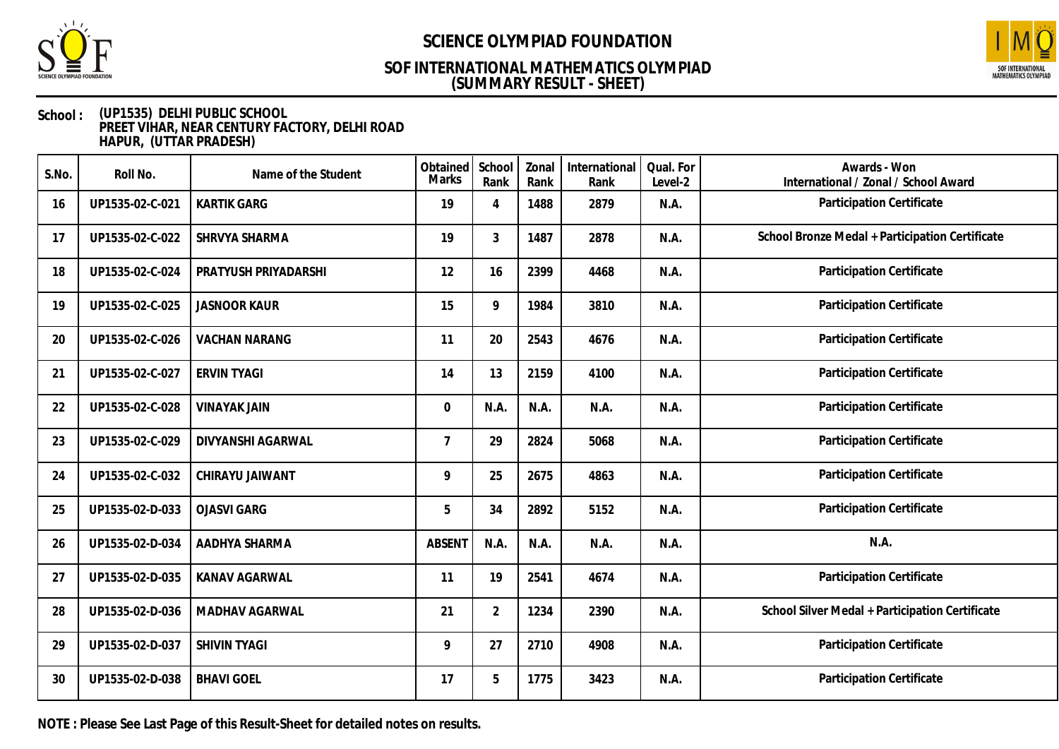# SCIENCE OLYMPIAD FOUNDATION

## SOF INTERNATIONAL MATHEMATICS OLYMPIAD
## (SUMMARY RESULT - SHEET)

**School :** (UP1535) DELHI PUBLIC SCHOOL
PREET VIHAR, NEAR CENTURY FACTORY, DELHI ROAD
HAPUR, (UTTAR PRADESH)

| S.No. | Roll No. | Name of the Student | Obtained Marks | School Rank | Zonal Rank | International Rank | Qual. For Level-2 | Awards - Won International / Zonal / School Award |
|---|---|---|---|---|---|---|---|---|
| 16 | UP1535-02-C-021 | KARTIK GARG | 19 | 4 | 1488 | 2879 | N.A. | Participation Certificate |
| 17 | UP1535-02-C-022 | SHRVYA SHARMA | 19 | 3 | 1487 | 2878 | N.A. | School Bronze Medal + Participation Certificate |
| 18 | UP1535-02-C-024 | PRATYUSH PRIYADARSHI | 12 | 16 | 2399 | 4468 | N.A. | Participation Certificate |
| 19 | UP1535-02-C-025 | JASNOOR KAUR | 15 | 9 | 1984 | 3810 | N.A. | Participation Certificate |
| 20 | UP1535-02-C-026 | VACHAN NARANG | 11 | 20 | 2543 | 4676 | N.A. | Participation Certificate |
| 21 | UP1535-02-C-027 | ERVIN TYAGI | 14 | 13 | 2159 | 4100 | N.A. | Participation Certificate |
| 22 | UP1535-02-C-028 | VINAYAK JAIN | 0 | N.A. | N.A. | N.A. | N.A. | Participation Certificate |
| 23 | UP1535-02-C-029 | DIVYANSHI AGARWAL | 7 | 29 | 2824 | 5068 | N.A. | Participation Certificate |
| 24 | UP1535-02-C-032 | CHIRAYU JAIWANT | 9 | 25 | 2675 | 4863 | N.A. | Participation Certificate |
| 25 | UP1535-02-D-033 | OJASVI GARG | 5 | 34 | 2892 | 5152 | N.A. | Participation Certificate |
| 26 | UP1535-02-D-034 | AADHYA SHARMA | ABSENT | N.A. | N.A. | N.A. | N.A. | N.A. |
| 27 | UP1535-02-D-035 | KANAV AGARWAL | 11 | 19 | 2541 | 4674 | N.A. | Participation Certificate |
| 28 | UP1535-02-D-036 | MADHAV AGARWAL | 21 | 2 | 1234 | 2390 | N.A. | School Silver Medal + Participation Certificate |
| 29 | UP1535-02-D-037 | SHIVIN TYAGI | 9 | 27 | 2710 | 4908 | N.A. | Participation Certificate |
| 30 | UP1535-02-D-038 | BHAVI GOEL | 17 | 5 | 1775 | 3423 | N.A. | Participation Certificate |

**NOTE : Please See Last Page of this Result-Sheet for detailed notes on results.**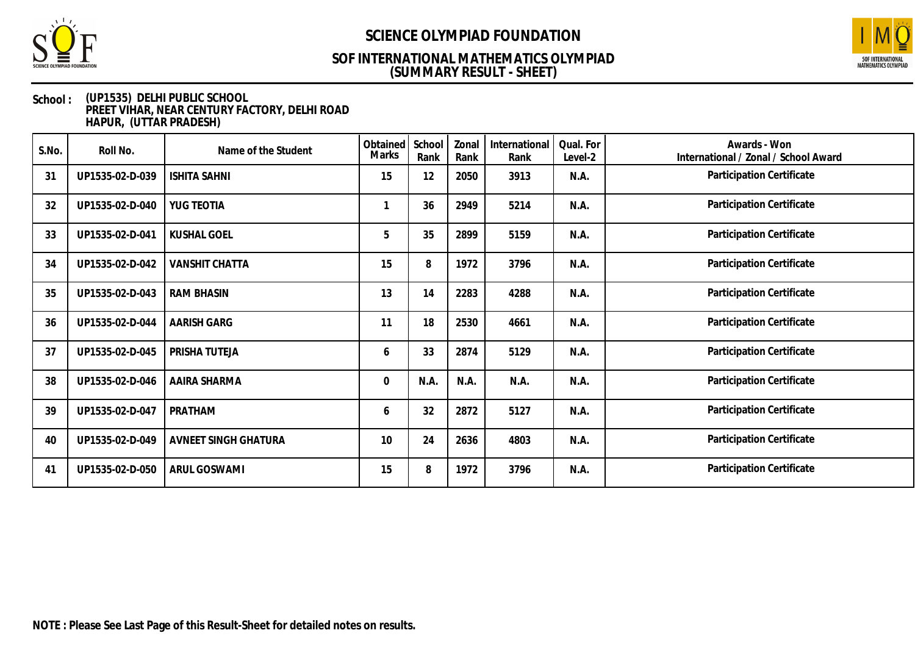# SCIENCE OLYMPIAD FOUNDATION

## SOF INTERNATIONAL MATHEMATICS OLYMPIAD
## (SUMMARY RESULT - SHEET)

**School :** (UP1535) DELHI PUBLIC SCHOOL
PREET VIHAR, NEAR CENTURY FACTORY, DELHI ROAD
HAPUR, (UTTAR PRADESH)

| S.No. | Roll No. | Name of the Student | Obtained Marks | School Rank | Zonal Rank | International Rank | Qual. For Level-2 | Awards - Won International / Zonal / School Award |
|---|---|---|---|---|---|---|---|---|
| 31 | UP1535-02-D-039 | ISHITA SAHNI | 15 | 12 | 2050 | 3913 | N.A. | Participation Certificate |
| 32 | UP1535-02-D-040 | YUG TEOTIA | 1 | 36 | 2949 | 5214 | N.A. | Participation Certificate |
| 33 | UP1535-02-D-041 | KUSHAL GOEL | 5 | 35 | 2899 | 5159 | N.A. | Participation Certificate |
| 34 | UP1535-02-D-042 | VANSHIT CHATTA | 15 | 8 | 1972 | 3796 | N.A. | Participation Certificate |
| 35 | UP1535-02-D-043 | RAM BHASIN | 13 | 14 | 2283 | 4288 | N.A. | Participation Certificate |
| 36 | UP1535-02-D-044 | AARISH GARG | 11 | 18 | 2530 | 4661 | N.A. | Participation Certificate |
| 37 | UP1535-02-D-045 | PRISHA TUTEJA | 6 | 33 | 2874 | 5129 | N.A. | Participation Certificate |
| 38 | UP1535-02-D-046 | AAIRA SHARMA | 0 | N.A. | N.A. | N.A. | N.A. | Participation Certificate |
| 39 | UP1535-02-D-047 | PRATHAM | 6 | 32 | 2872 | 5127 | N.A. | Participation Certificate |
| 40 | UP1535-02-D-049 | AVNEET SINGH GHATURA | 10 | 24 | 2636 | 4803 | N.A. | Participation Certificate |
| 41 | UP1535-02-D-050 | ARUL GOSWAMI | 15 | 8 | 1972 | 3796 | N.A. | Participation Certificate |

**NOTE : Please See Last Page of this Result-Sheet for detailed notes on results.**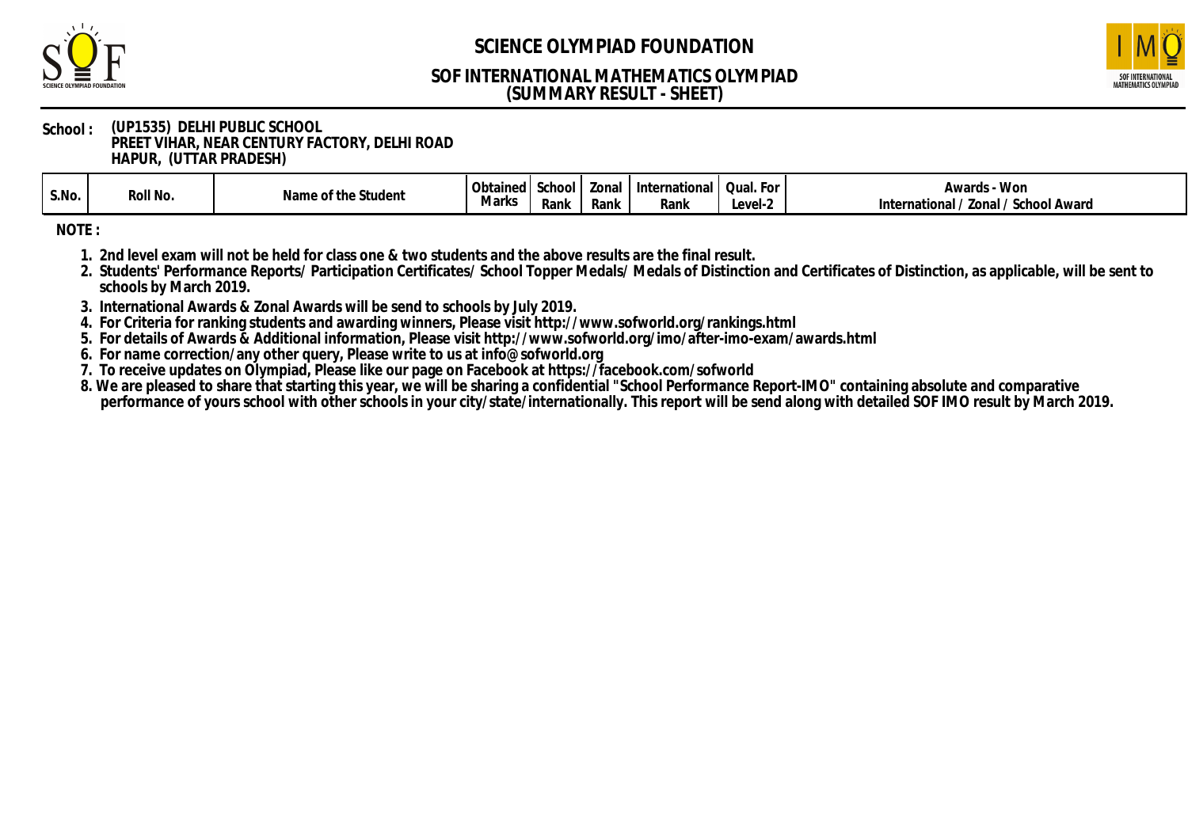# SCIENCE OLYMPIAD FOUNDATION

## SOF INTERNATIONAL MATHEMATICS OLYMPIAD
## (SUMMARY RESULT - SHEET)

**School :** (UP1535) DELHI PUBLIC SCHOOL
PREET VIHAR, NEAR CENTURY FACTORY, DELHI ROAD
HAPUR, (UTTAR PRADESH)

| S.No. | Roll No. | Name of the Student | Obtained Marks | School Rank | Zonal Rank | International Rank | Qual. For Level-2 | Awards - Won International / Zonal / School Award |
|---|---|---|---|---|---|---|---|---|

**NOTE :**

1. 2nd level exam will not be held for class one & two students and the above results are the final result.
2. Students' Performance Reports/ Participation Certificates/ School Topper Medals/ Medals of Distinction and Certificates of Distinction, as applicable, will be sent to schools by March 2019.
3. International Awards & Zonal Awards will be send to schools by July 2019.
4. For Criteria for ranking students and awarding winners, Please visit http://www.sofworld.org/rankings.html
5. For details of Awards & Additional information, Please visit http://www.sofworld.org/imo/after-imo-exam/awards.html
6. For name correction/any other query, Please write to us at info@sofworld.org
7. To receive updates on Olympiad, Please like our page on Facebook at https://facebook.com/sofworld
8. We are pleased to share that starting this year, we will be sharing a confidential "School Performance Report-IMO" containing absolute and comparative performance of yours school with other schools in your city/state/internationally. This report will be send along with detailed SOF IMO result by March 2019.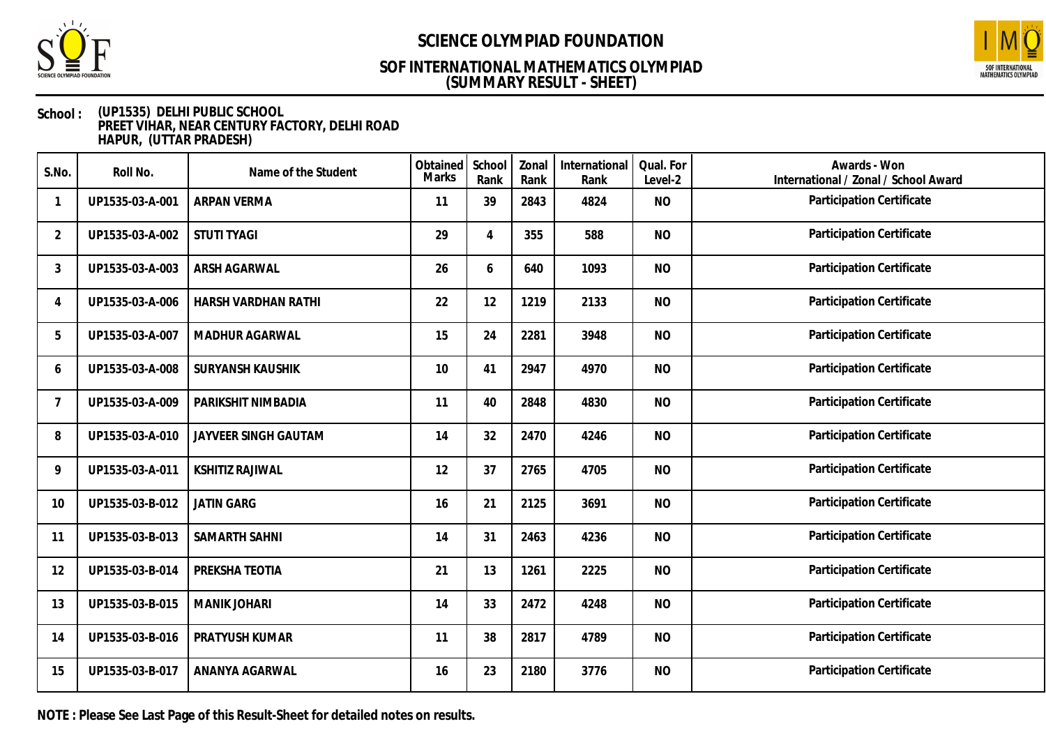# SCIENCE OLYMPIAD FOUNDATION

## SOF INTERNATIONAL MATHEMATICS OLYMPIAD
## (SUMMARY RESULT - SHEET)

**School :** (UP1535) DELHI PUBLIC SCHOOL
PREET VIHAR, NEAR CENTURY FACTORY, DELHI ROAD
HAPUR, (UTTAR PRADESH)

| S.No. | Roll No. | Name of the Student | Obtained Marks | School Rank | Zonal Rank | International Rank | Qual. For Level-2 | Awards - Won International / Zonal / School Award |
|---|---|---|---|---|---|---|---|---|
| 1 | UP1535-03-A-001 | ARPAN VERMA | 11 | 39 | 2843 | 4824 | NO | Participation Certificate |
| 2 | UP1535-03-A-002 | STUTI TYAGI | 29 | 4 | 355 | 588 | NO | Participation Certificate |
| 3 | UP1535-03-A-003 | ARSH AGARWAL | 26 | 6 | 640 | 1093 | NO | Participation Certificate |
| 4 | UP1535-03-A-006 | HARSH VARDHAN RATHI | 22 | 12 | 1219 | 2133 | NO | Participation Certificate |
| 5 | UP1535-03-A-007 | MADHUR AGARWAL | 15 | 24 | 2281 | 3948 | NO | Participation Certificate |
| 6 | UP1535-03-A-008 | SURYANSH KAUSHIK | 10 | 41 | 2947 | 4970 | NO | Participation Certificate |
| 7 | UP1535-03-A-009 | PARIKSHIT NIMBADIA | 11 | 40 | 2848 | 4830 | NO | Participation Certificate |
| 8 | UP1535-03-A-010 | JAYVEER SINGH GAUTAM | 14 | 32 | 2470 | 4246 | NO | Participation Certificate |
| 9 | UP1535-03-A-011 | KSHITIZ RAJIWAL | 12 | 37 | 2765 | 4705 | NO | Participation Certificate |
| 10 | UP1535-03-B-012 | JATIN GARG | 16 | 21 | 2125 | 3691 | NO | Participation Certificate |
| 11 | UP1535-03-B-013 | SAMARTH SAHNI | 14 | 31 | 2463 | 4236 | NO | Participation Certificate |
| 12 | UP1535-03-B-014 | PREKSHA TEOTIA | 21 | 13 | 1261 | 2225 | NO | Participation Certificate |
| 13 | UP1535-03-B-015 | MANIK JOHARI | 14 | 33 | 2472 | 4248 | NO | Participation Certificate |
| 14 | UP1535-03-B-016 | PRATYUSH KUMAR | 11 | 38 | 2817 | 4789 | NO | Participation Certificate |
| 15 | UP1535-03-B-017 | ANANYA AGARWAL | 16 | 23 | 2180 | 3776 | NO | Participation Certificate |

**NOTE : Please See Last Page of this Result-Sheet for detailed notes on results.**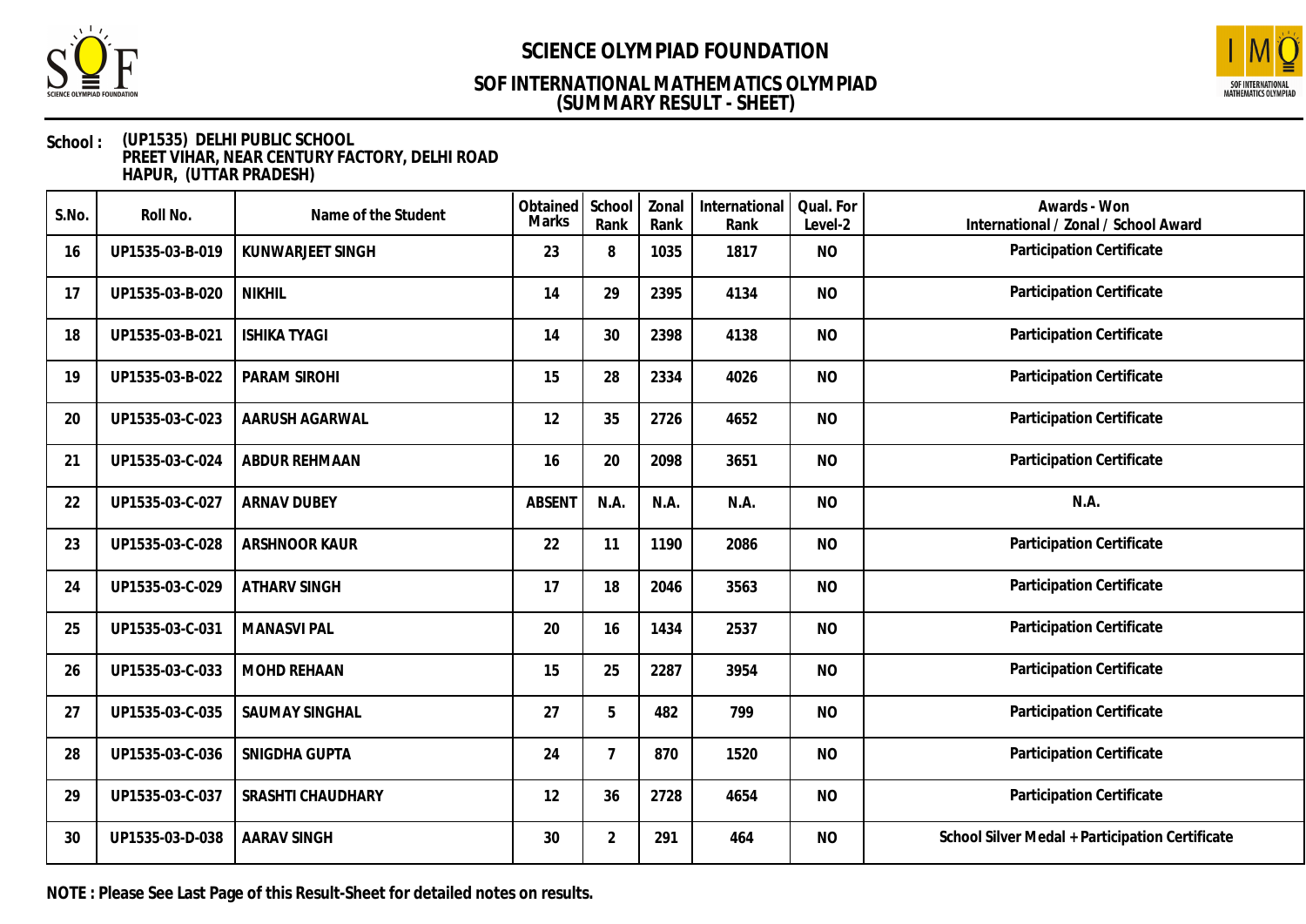# SCIENCE OLYMPIAD FOUNDATION

## SOF INTERNATIONAL MATHEMATICS OLYMPIAD
## (SUMMARY RESULT - SHEET)

**School :** (UP1535) DELHI PUBLIC SCHOOL
PREET VIHAR, NEAR CENTURY FACTORY, DELHI ROAD
HAPUR, (UTTAR PRADESH)

| S.No. | Roll No. | Name of the Student | Obtained Marks | School Rank | Zonal Rank | International Rank | Qual. For Level-2 | Awards - Won International / Zonal / School Award |
|---|---|---|---|---|---|---|---|---|
| 16 | UP1535-03-B-019 | KUNWARJEET SINGH | 23 | 8 | 1035 | 1817 | NO | Participation Certificate |
| 17 | UP1535-03-B-020 | NIKHIL | 14 | 29 | 2395 | 4134 | NO | Participation Certificate |
| 18 | UP1535-03-B-021 | ISHIKA TYAGI | 14 | 30 | 2398 | 4138 | NO | Participation Certificate |
| 19 | UP1535-03-B-022 | PARAM SIROHI | 15 | 28 | 2334 | 4026 | NO | Participation Certificate |
| 20 | UP1535-03-C-023 | AARUSH AGARWAL | 12 | 35 | 2726 | 4652 | NO | Participation Certificate |
| 21 | UP1535-03-C-024 | ABDUR REHMAAN | 16 | 20 | 2098 | 3651 | NO | Participation Certificate |
| 22 | UP1535-03-C-027 | ARNAV DUBEY | ABSENT | N.A. | N.A. | N.A. | NO | N.A. |
| 23 | UP1535-03-C-028 | ARSHNOOR KAUR | 22 | 11 | 1190 | 2086 | NO | Participation Certificate |
| 24 | UP1535-03-C-029 | ATHARV SINGH | 17 | 18 | 2046 | 3563 | NO | Participation Certificate |
| 25 | UP1535-03-C-031 | MANASVI PAL | 20 | 16 | 1434 | 2537 | NO | Participation Certificate |
| 26 | UP1535-03-C-033 | MOHD REHAAN | 15 | 25 | 2287 | 3954 | NO | Participation Certificate |
| 27 | UP1535-03-C-035 | SAUMAY SINGHAL | 27 | 5 | 482 | 799 | NO | Participation Certificate |
| 28 | UP1535-03-C-036 | SNIGDHA GUPTA | 24 | 7 | 870 | 1520 | NO | Participation Certificate |
| 29 | UP1535-03-C-037 | SRASHTI CHAUDHARY | 12 | 36 | 2728 | 4654 | NO | Participation Certificate |
| 30 | UP1535-03-D-038 | AARAV SINGH | 30 | 2 | 291 | 464 | NO | School Silver Medal + Participation Certificate |

**NOTE : Please See Last Page of this Result-Sheet for detailed notes on results.**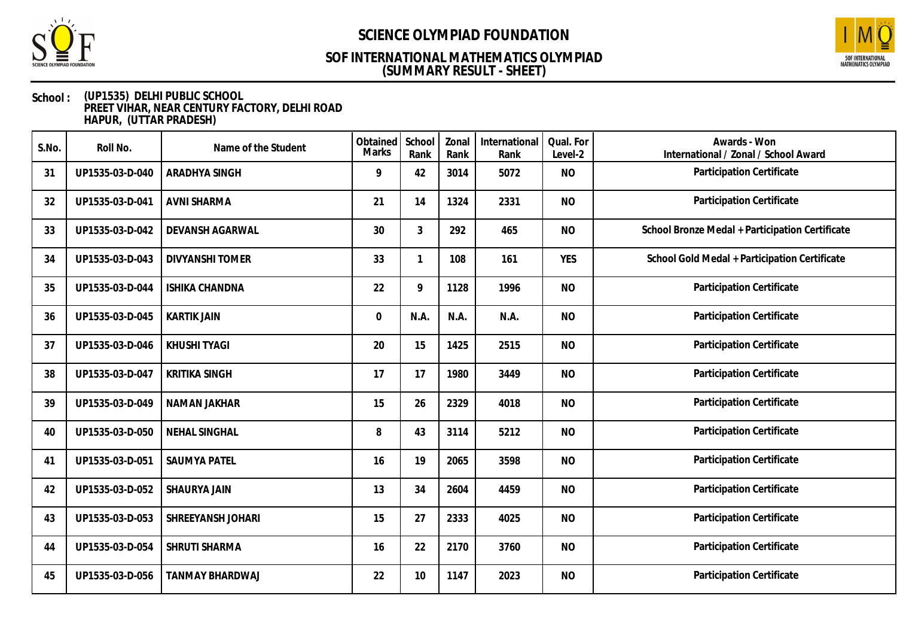# SCIENCE OLYMPIAD FOUNDATION

## SOF INTERNATIONAL MATHEMATICS OLYMPIAD (SUMMARY RESULT - SHEET)

**School :** (UP1535) DELHI PUBLIC SCHOOL
PREET VIHAR, NEAR CENTURY FACTORY, DELHI ROAD
HAPUR, (UTTAR PRADESH)

| S.No. | Roll No. | Name of the Student | Obtained Marks | School Rank | Zonal Rank | International Rank | Qual. For Level-2 | Awards - Won International / Zonal / School Award |
|---|---|---|---|---|---|---|---|---|
| 31 | UP1535-03-D-040 | ARADHYA SINGH | 9 | 42 | 3014 | 5072 | NO | Participation Certificate |
| 32 | UP1535-03-D-041 | AVNI SHARMA | 21 | 14 | 1324 | 2331 | NO | Participation Certificate |
| 33 | UP1535-03-D-042 | DEVANSH AGARWAL | 30 | 3 | 292 | 465 | NO | School Bronze Medal + Participation Certificate |
| 34 | UP1535-03-D-043 | DIVYANSHI TOMER | 33 | 1 | 108 | 161 | YES | School Gold Medal + Participation Certificate |
| 35 | UP1535-03-D-044 | ISHIKA CHANDNA | 22 | 9 | 1128 | 1996 | NO | Participation Certificate |
| 36 | UP1535-03-D-045 | KARTIK JAIN | 0 | N.A. | N.A. | N.A. | NO | Participation Certificate |
| 37 | UP1535-03-D-046 | KHUSHI TYAGI | 20 | 15 | 1425 | 2515 | NO | Participation Certificate |
| 38 | UP1535-03-D-047 | KRITIKA SINGH | 17 | 17 | 1980 | 3449 | NO | Participation Certificate |
| 39 | UP1535-03-D-049 | NAMAN JAKHAR | 15 | 26 | 2329 | 4018 | NO | Participation Certificate |
| 40 | UP1535-03-D-050 | NEHAL SINGHAL | 8 | 43 | 3114 | 5212 | NO | Participation Certificate |
| 41 | UP1535-03-D-051 | SAUMYA PATEL | 16 | 19 | 2065 | 3598 | NO | Participation Certificate |
| 42 | UP1535-03-D-052 | SHAURYA JAIN | 13 | 34 | 2604 | 4459 | NO | Participation Certificate |
| 43 | UP1535-03-D-053 | SHREEYANSH JOHARI | 15 | 27 | 2333 | 4025 | NO | Participation Certificate |
| 44 | UP1535-03-D-054 | SHRUTI SHARMA | 16 | 22 | 2170 | 3760 | NO | Participation Certificate |
| 45 | UP1535-03-D-056 | TANMAY BHARDWAJ | 22 | 10 | 1147 | 2023 | NO | Participation Certificate |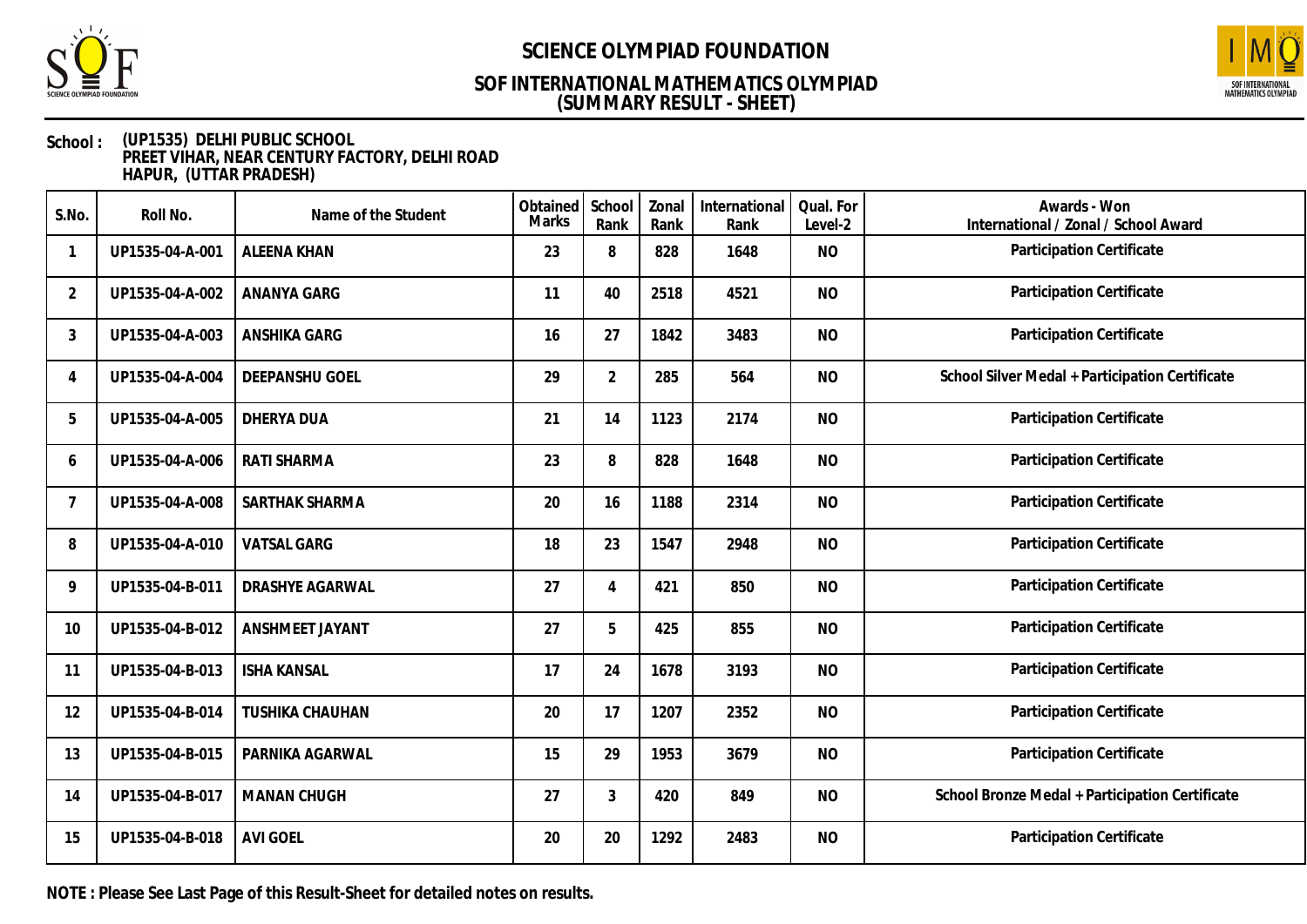# SCIENCE OLYMPIAD FOUNDATION

## SOF INTERNATIONAL MATHEMATICS OLYMPIAD
## (SUMMARY RESULT - SHEET)

**School :** (UP1535) DELHI PUBLIC SCHOOL
PREET VIHAR, NEAR CENTURY FACTORY, DELHI ROAD
HAPUR, (UTTAR PRADESH)

| S.No. | Roll No. | Name of the Student | Obtained Marks | School Rank | Zonal Rank | International Rank | Qual. For Level-2 | Awards - Won International / Zonal / School Award |
|---|---|---|---|---|---|---|---|---|
| 1 | UP1535-04-A-001 | ALEENA KHAN | 23 | 8 | 828 | 1648 | NO | Participation Certificate |
| 2 | UP1535-04-A-002 | ANANYA GARG | 11 | 40 | 2518 | 4521 | NO | Participation Certificate |
| 3 | UP1535-04-A-003 | ANSHIKA GARG | 16 | 27 | 1842 | 3483 | NO | Participation Certificate |
| 4 | UP1535-04-A-004 | DEEPANSHU GOEL | 29 | 2 | 285 | 564 | NO | School Silver Medal + Participation Certificate |
| 5 | UP1535-04-A-005 | DHERYA DUA | 21 | 14 | 1123 | 2174 | NO | Participation Certificate |
| 6 | UP1535-04-A-006 | RATI SHARMA | 23 | 8 | 828 | 1648 | NO | Participation Certificate |
| 7 | UP1535-04-A-008 | SARTHAK SHARMA | 20 | 16 | 1188 | 2314 | NO | Participation Certificate |
| 8 | UP1535-04-A-010 | VATSAL GARG | 18 | 23 | 1547 | 2948 | NO | Participation Certificate |
| 9 | UP1535-04-B-011 | DRASHYE AGARWAL | 27 | 4 | 421 | 850 | NO | Participation Certificate |
| 10 | UP1535-04-B-012 | ANSHMEET JAYANT | 27 | 5 | 425 | 855 | NO | Participation Certificate |
| 11 | UP1535-04-B-013 | ISHA KANSAL | 17 | 24 | 1678 | 3193 | NO | Participation Certificate |
| 12 | UP1535-04-B-014 | TUSHIKA CHAUHAN | 20 | 17 | 1207 | 2352 | NO | Participation Certificate |
| 13 | UP1535-04-B-015 | PARNIKA AGARWAL | 15 | 29 | 1953 | 3679 | NO | Participation Certificate |
| 14 | UP1535-04-B-017 | MANAN CHUGH | 27 | 3 | 420 | 849 | NO | School Bronze Medal + Participation Certificate |
| 15 | UP1535-04-B-018 | AVI GOEL | 20 | 20 | 1292 | 2483 | NO | Participation Certificate |

**NOTE : Please See Last Page of this Result-Sheet for detailed notes on results.**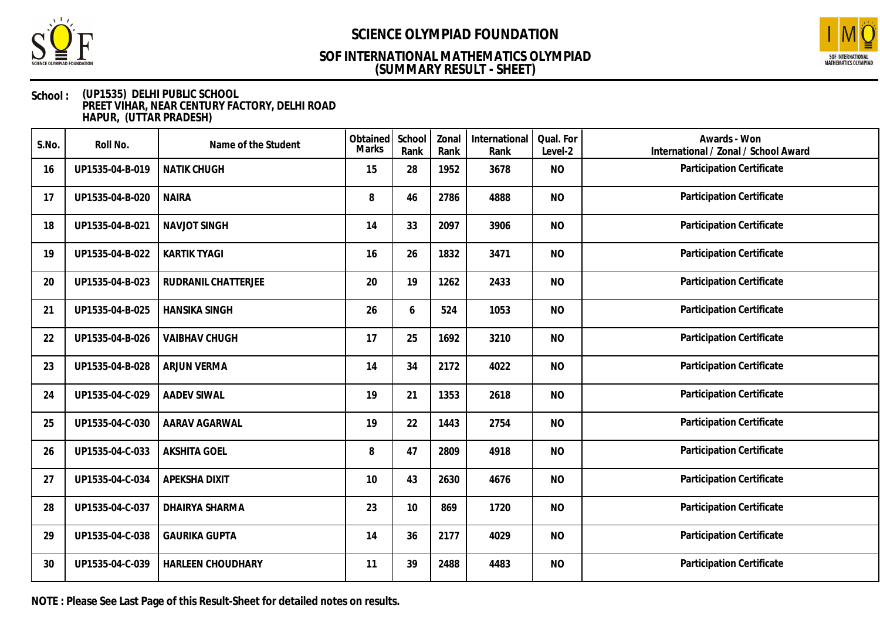# SCIENCE OLYMPIAD FOUNDATION

## SOF INTERNATIONAL MATHEMATICS OLYMPIAD (SUMMARY RESULT - SHEET)

**School :** (UP1535) DELHI PUBLIC SCHOOL
PREET VIHAR, NEAR CENTURY FACTORY, DELHI ROAD
HAPUR, (UTTAR PRADESH)

| S.No. | Roll No. | Name of the Student | Obtained Marks | School Rank | Zonal Rank | International Rank | Qual. For Level-2 | Awards - Won International / Zonal / School Award |
|---|---|---|---|---|---|---|---|---|
| 16 | UP1535-04-B-019 | NATIK CHUGH | 15 | 28 | 1952 | 3678 | NO | Participation Certificate |
| 17 | UP1535-04-B-020 | NAIRA | 8 | 46 | 2786 | 4888 | NO | Participation Certificate |
| 18 | UP1535-04-B-021 | NAVJOT SINGH | 14 | 33 | 2097 | 3906 | NO | Participation Certificate |
| 19 | UP1535-04-B-022 | KARTIK TYAGI | 16 | 26 | 1832 | 3471 | NO | Participation Certificate |
| 20 | UP1535-04-B-023 | RUDRANIL CHATTERJEE | 20 | 19 | 1262 | 2433 | NO | Participation Certificate |
| 21 | UP1535-04-B-025 | HANSIKA SINGH | 26 | 6 | 524 | 1053 | NO | Participation Certificate |
| 22 | UP1535-04-B-026 | VAIBHAV CHUGH | 17 | 25 | 1692 | 3210 | NO | Participation Certificate |
| 23 | UP1535-04-B-028 | ARJUN VERMA | 14 | 34 | 2172 | 4022 | NO | Participation Certificate |
| 24 | UP1535-04-C-029 | AADEV SIWAL | 19 | 21 | 1353 | 2618 | NO | Participation Certificate |
| 25 | UP1535-04-C-030 | AARAV AGARWAL | 19 | 22 | 1443 | 2754 | NO | Participation Certificate |
| 26 | UP1535-04-C-033 | AKSHITA GOEL | 8 | 47 | 2809 | 4918 | NO | Participation Certificate |
| 27 | UP1535-04-C-034 | APEKSHA DIXIT | 10 | 43 | 2630 | 4676 | NO | Participation Certificate |
| 28 | UP1535-04-C-037 | DHAIRYA SHARMA | 23 | 10 | 869 | 1720 | NO | Participation Certificate |
| 29 | UP1535-04-C-038 | GAURIKA GUPTA | 14 | 36 | 2177 | 4029 | NO | Participation Certificate |
| 30 | UP1535-04-C-039 | HARLEEN CHOUDHARY | 11 | 39 | 2488 | 4483 | NO | Participation Certificate |

**NOTE : Please See Last Page of this Result-Sheet for detailed notes on results.**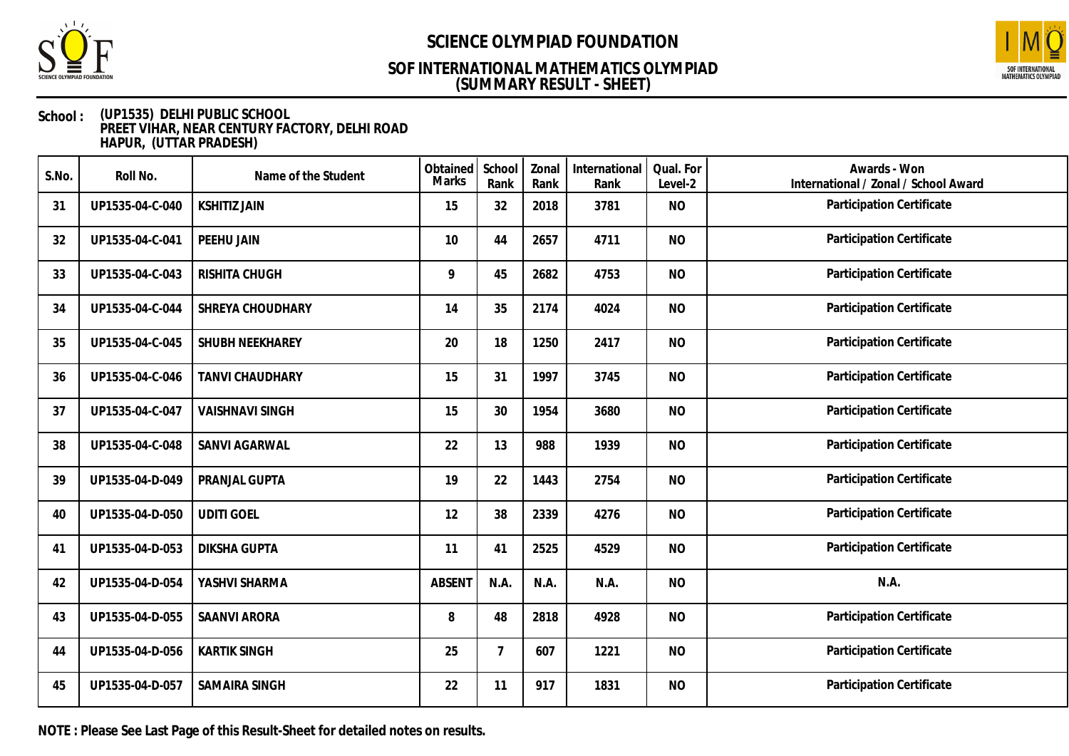# SCIENCE OLYMPIAD FOUNDATION

## SOF INTERNATIONAL MATHEMATICS OLYMPIAD (SUMMARY RESULT - SHEET)

**School :** (UP1535) DELHI PUBLIC SCHOOL
PREET VIHAR, NEAR CENTURY FACTORY, DELHI ROAD
HAPUR, (UTTAR PRADESH)

| S.No. | Roll No. | Name of the Student | Obtained Marks | School Rank | Zonal Rank | International Rank | Qual. For Level-2 | Awards - Won International / Zonal / School Award |
|---|---|---|---|---|---|---|---|---|
| 31 | UP1535-04-C-040 | KSHITIZ JAIN | 15 | 32 | 2018 | 3781 | NO | Participation Certificate |
| 32 | UP1535-04-C-041 | PEEHU JAIN | 10 | 44 | 2657 | 4711 | NO | Participation Certificate |
| 33 | UP1535-04-C-043 | RISHITA CHUGH | 9 | 45 | 2682 | 4753 | NO | Participation Certificate |
| 34 | UP1535-04-C-044 | SHREYA CHOUDHARY | 14 | 35 | 2174 | 4024 | NO | Participation Certificate |
| 35 | UP1535-04-C-045 | SHUBH NEEKHAREY | 20 | 18 | 1250 | 2417 | NO | Participation Certificate |
| 36 | UP1535-04-C-046 | TANVI CHAUDHARY | 15 | 31 | 1997 | 3745 | NO | Participation Certificate |
| 37 | UP1535-04-C-047 | VAISHNAVI SINGH | 15 | 30 | 1954 | 3680 | NO | Participation Certificate |
| 38 | UP1535-04-C-048 | SANVI AGARWAL | 22 | 13 | 988 | 1939 | NO | Participation Certificate |
| 39 | UP1535-04-D-049 | PRANJAL GUPTA | 19 | 22 | 1443 | 2754 | NO | Participation Certificate |
| 40 | UP1535-04-D-050 | UDITI GOEL | 12 | 38 | 2339 | 4276 | NO | Participation Certificate |
| 41 | UP1535-04-D-053 | DIKSHA GUPTA | 11 | 41 | 2525 | 4529 | NO | Participation Certificate |
| 42 | UP1535-04-D-054 | YASHVI SHARMA | ABSENT | N.A. | N.A. | N.A. | NO | N.A. |
| 43 | UP1535-04-D-055 | SAANVI ARORA | 8 | 48 | 2818 | 4928 | NO | Participation Certificate |
| 44 | UP1535-04-D-056 | KARTIK SINGH | 25 | 7 | 607 | 1221 | NO | Participation Certificate |
| 45 | UP1535-04-D-057 | SAMAIRA SINGH | 22 | 11 | 917 | 1831 | NO | Participation Certificate |

**NOTE : Please See Last Page of this Result-Sheet for detailed notes on results.**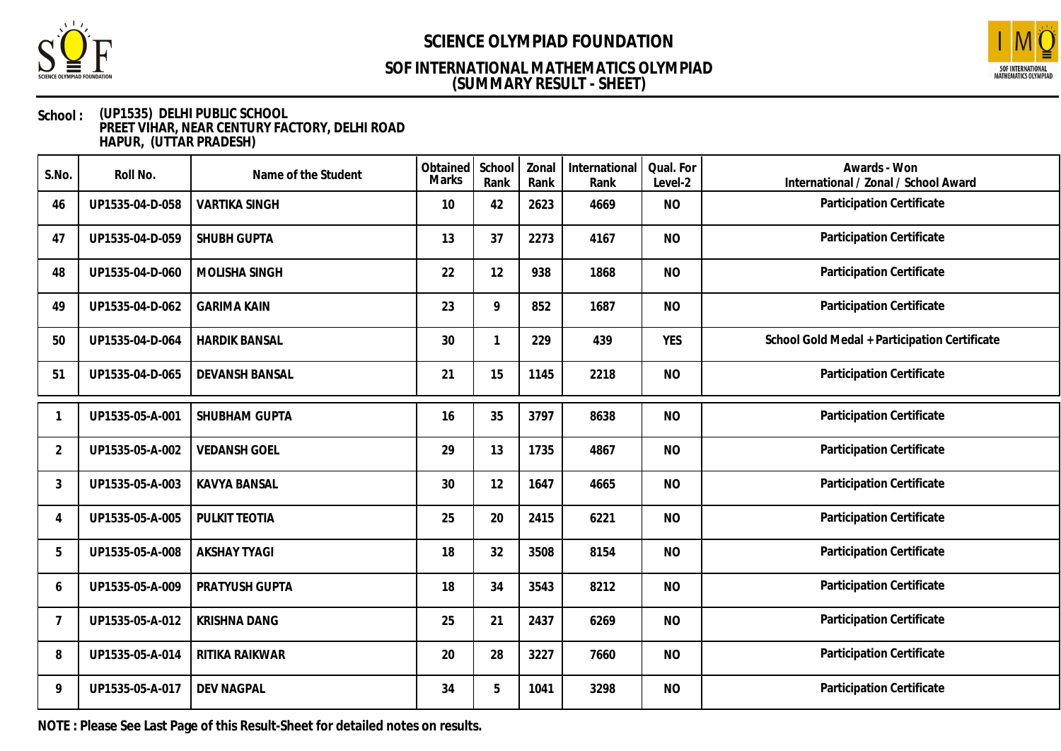# SCIENCE OLYMPIAD FOUNDATION

## SOF INTERNATIONAL MATHEMATICS OLYMPIAD
## (SUMMARY RESULT - SHEET)

**School :** (UP1535) DELHI PUBLIC SCHOOL
PREET VIHAR, NEAR CENTURY FACTORY, DELHI ROAD
HAPUR, (UTTAR PRADESH)

| S.No. | Roll No. | Name of the Student | Obtained Marks | School Rank | Zonal Rank | International Rank | Qual. For Level-2 | Awards - Won International / Zonal / School Award |
|---|---|---|---|---|---|---|---|---|
| 46 | UP1535-04-D-058 | VARTIKA SINGH | 10 | 42 | 2623 | 4669 | NO | Participation Certificate |
| 47 | UP1535-04-D-059 | SHUBH GUPTA | 13 | 37 | 2273 | 4167 | NO | Participation Certificate |
| 48 | UP1535-04-D-060 | MOLISHA SINGH | 22 | 12 | 938 | 1868 | NO | Participation Certificate |
| 49 | UP1535-04-D-062 | GARIMA KAIN | 23 | 9 | 852 | 1687 | NO | Participation Certificate |
| 50 | UP1535-04-D-064 | HARDIK BANSAL | 30 | 1 | 229 | 439 | YES | School Gold Medal + Participation Certificate |
| 51 | UP1535-04-D-065 | DEVANSH BANSAL | 21 | 15 | 1145 | 2218 | NO | Participation Certificate |
| 1 | UP1535-05-A-001 | SHUBHAM GUPTA | 16 | 35 | 3797 | 8638 | NO | Participation Certificate |
| 2 | UP1535-05-A-002 | VEDANSH GOEL | 29 | 13 | 1735 | 4867 | NO | Participation Certificate |
| 3 | UP1535-05-A-003 | KAVYA BANSAL | 30 | 12 | 1647 | 4665 | NO | Participation Certificate |
| 4 | UP1535-05-A-005 | PULKIT TEOTIA | 25 | 20 | 2415 | 6221 | NO | Participation Certificate |
| 5 | UP1535-05-A-008 | AKSHAY TYAGI | 18 | 32 | 3508 | 8154 | NO | Participation Certificate |
| 6 | UP1535-05-A-009 | PRATYUSH GUPTA | 18 | 34 | 3543 | 8212 | NO | Participation Certificate |
| 7 | UP1535-05-A-012 | KRISHNA DANG | 25 | 21 | 2437 | 6269 | NO | Participation Certificate |
| 8 | UP1535-05-A-014 | RITIKA RAIKWAR | 20 | 28 | 3227 | 7660 | NO | Participation Certificate |
| 9 | UP1535-05-A-017 | DEV NAGPAL | 34 | 5 | 1041 | 3298 | NO | Participation Certificate |

**NOTE : Please See Last Page of this Result-Sheet for detailed notes on results.**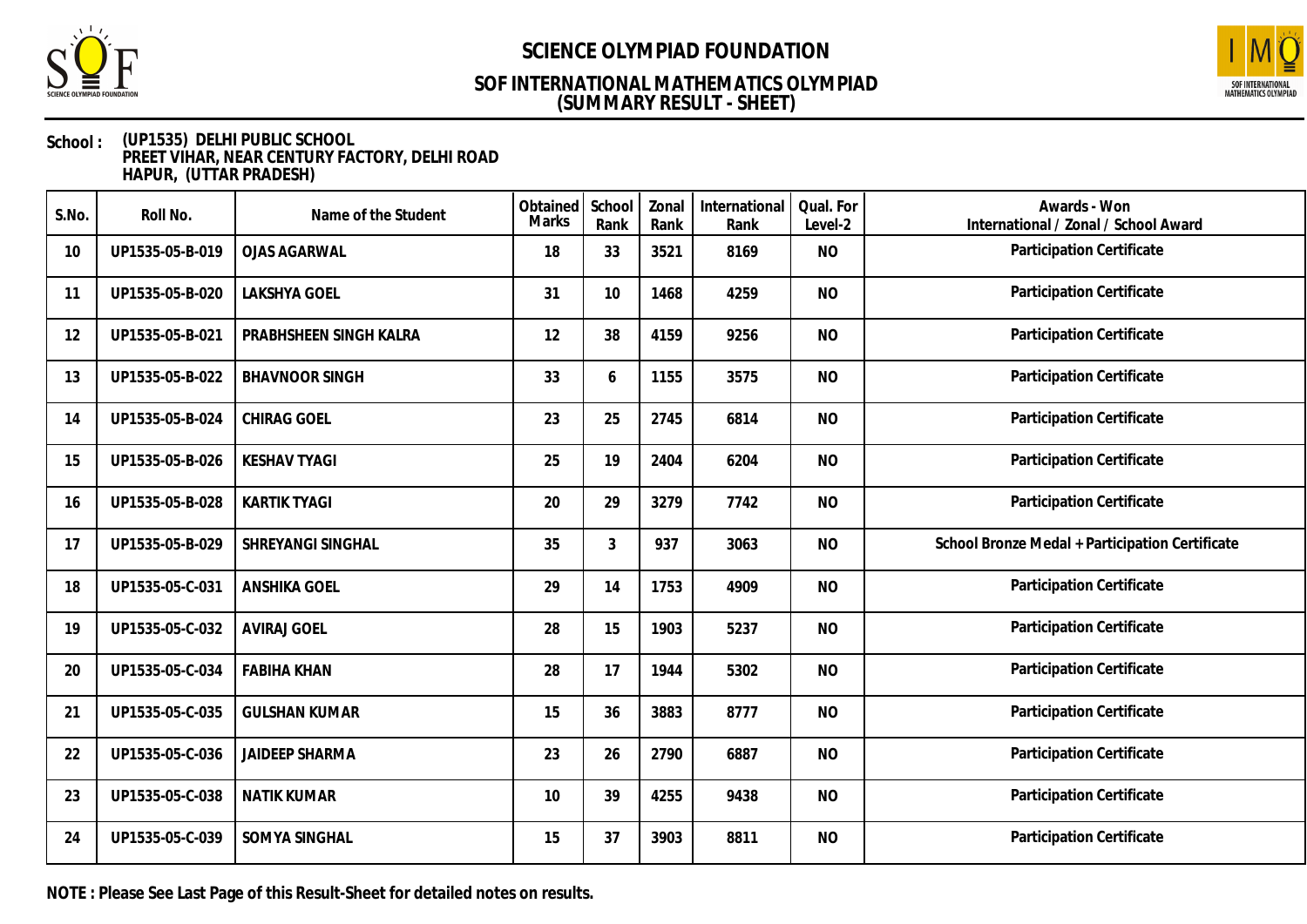# SCIENCE OLYMPIAD FOUNDATION

## SOF INTERNATIONAL MATHEMATICS OLYMPIAD
## (SUMMARY RESULT - SHEET)

**School :** (UP1535) DELHI PUBLIC SCHOOL
PREET VIHAR, NEAR CENTURY FACTORY, DELHI ROAD
HAPUR, (UTTAR PRADESH)

| S.No. | Roll No. | Name of the Student | Obtained Marks | School Rank | Zonal Rank | International Rank | Qual. For Level-2 | Awards - Won International / Zonal / School Award |
|---|---|---|---|---|---|---|---|---|
| 10 | UP1535-05-B-019 | OJAS AGARWAL | 18 | 33 | 3521 | 8169 | NO | Participation Certificate |
| 11 | UP1535-05-B-020 | LAKSHYA GOEL | 31 | 10 | 1468 | 4259 | NO | Participation Certificate |
| 12 | UP1535-05-B-021 | PRABHSHEEN SINGH KALRA | 12 | 38 | 4159 | 9256 | NO | Participation Certificate |
| 13 | UP1535-05-B-022 | BHAVNOOR SINGH | 33 | 6 | 1155 | 3575 | NO | Participation Certificate |
| 14 | UP1535-05-B-024 | CHIRAG GOEL | 23 | 25 | 2745 | 6814 | NO | Participation Certificate |
| 15 | UP1535-05-B-026 | KESHAV TYAGI | 25 | 19 | 2404 | 6204 | NO | Participation Certificate |
| 16 | UP1535-05-B-028 | KARTIK TYAGI | 20 | 29 | 3279 | 7742 | NO | Participation Certificate |
| 17 | UP1535-05-B-029 | SHREYANGI SINGHAL | 35 | 3 | 937 | 3063 | NO | School Bronze Medal + Participation Certificate |
| 18 | UP1535-05-C-031 | ANSHIKA GOEL | 29 | 14 | 1753 | 4909 | NO | Participation Certificate |
| 19 | UP1535-05-C-032 | AVIRAJ GOEL | 28 | 15 | 1903 | 5237 | NO | Participation Certificate |
| 20 | UP1535-05-C-034 | FABIHA KHAN | 28 | 17 | 1944 | 5302 | NO | Participation Certificate |
| 21 | UP1535-05-C-035 | GULSHAN KUMAR | 15 | 36 | 3883 | 8777 | NO | Participation Certificate |
| 22 | UP1535-05-C-036 | JAIDEEP SHARMA | 23 | 26 | 2790 | 6887 | NO | Participation Certificate |
| 23 | UP1535-05-C-038 | NATIK KUMAR | 10 | 39 | 4255 | 9438 | NO | Participation Certificate |
| 24 | UP1535-05-C-039 | SOMYA SINGHAL | 15 | 37 | 3903 | 8811 | NO | Participation Certificate |

**NOTE : Please See Last Page of this Result-Sheet for detailed notes on results.**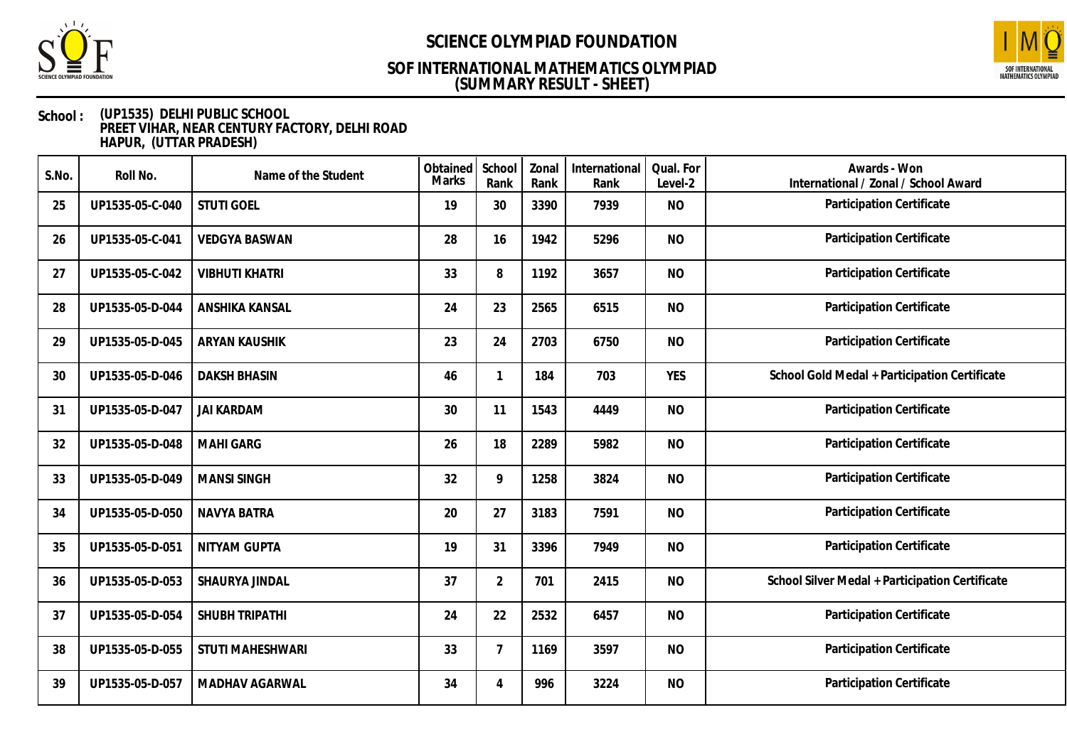# SCIENCE OLYMPIAD FOUNDATION

## SOF INTERNATIONAL MATHEMATICS OLYMPIAD (SUMMARY RESULT - SHEET)

**School :** (UP1535) DELHI PUBLIC SCHOOL
PREET VIHAR, NEAR CENTURY FACTORY, DELHI ROAD
HAPUR, (UTTAR PRADESH)

| S.No. | Roll No. | Name of the Student | Obtained Marks | School Rank | Zonal Rank | International Rank | Qual. For Level-2 | Awards - Won International / Zonal / School Award |
|---|---|---|---|---|---|---|---|---|
| 25 | UP1535-05-C-040 | STUTI GOEL | 19 | 30 | 3390 | 7939 | NO | Participation Certificate |
| 26 | UP1535-05-C-041 | VEDGYA BASWAN | 28 | 16 | 1942 | 5296 | NO | Participation Certificate |
| 27 | UP1535-05-C-042 | VIBHUTI KHATRI | 33 | 8 | 1192 | 3657 | NO | Participation Certificate |
| 28 | UP1535-05-D-044 | ANSHIKA KANSAL | 24 | 23 | 2565 | 6515 | NO | Participation Certificate |
| 29 | UP1535-05-D-045 | ARYAN KAUSHIK | 23 | 24 | 2703 | 6750 | NO | Participation Certificate |
| 30 | UP1535-05-D-046 | DAKSH BHASIN | 46 | 1 | 184 | 703 | YES | School Gold Medal + Participation Certificate |
| 31 | UP1535-05-D-047 | JAI KARDAM | 30 | 11 | 1543 | 4449 | NO | Participation Certificate |
| 32 | UP1535-05-D-048 | MAHI GARG | 26 | 18 | 2289 | 5982 | NO | Participation Certificate |
| 33 | UP1535-05-D-049 | MANSI SINGH | 32 | 9 | 1258 | 3824 | NO | Participation Certificate |
| 34 | UP1535-05-D-050 | NAVYA BATRA | 20 | 27 | 3183 | 7591 | NO | Participation Certificate |
| 35 | UP1535-05-D-051 | NITYAM GUPTA | 19 | 31 | 3396 | 7949 | NO | Participation Certificate |
| 36 | UP1535-05-D-053 | SHAURYA JINDAL | 37 | 2 | 701 | 2415 | NO | School Silver Medal + Participation Certificate |
| 37 | UP1535-05-D-054 | SHUBH TRIPATHI | 24 | 22 | 2532 | 6457 | NO | Participation Certificate |
| 38 | UP1535-05-D-055 | STUTI MAHESHWARI | 33 | 7 | 1169 | 3597 | NO | Participation Certificate |
| 39 | UP1535-05-D-057 | MADHAV AGARWAL | 34 | 4 | 996 | 3224 | NO | Participation Certificate |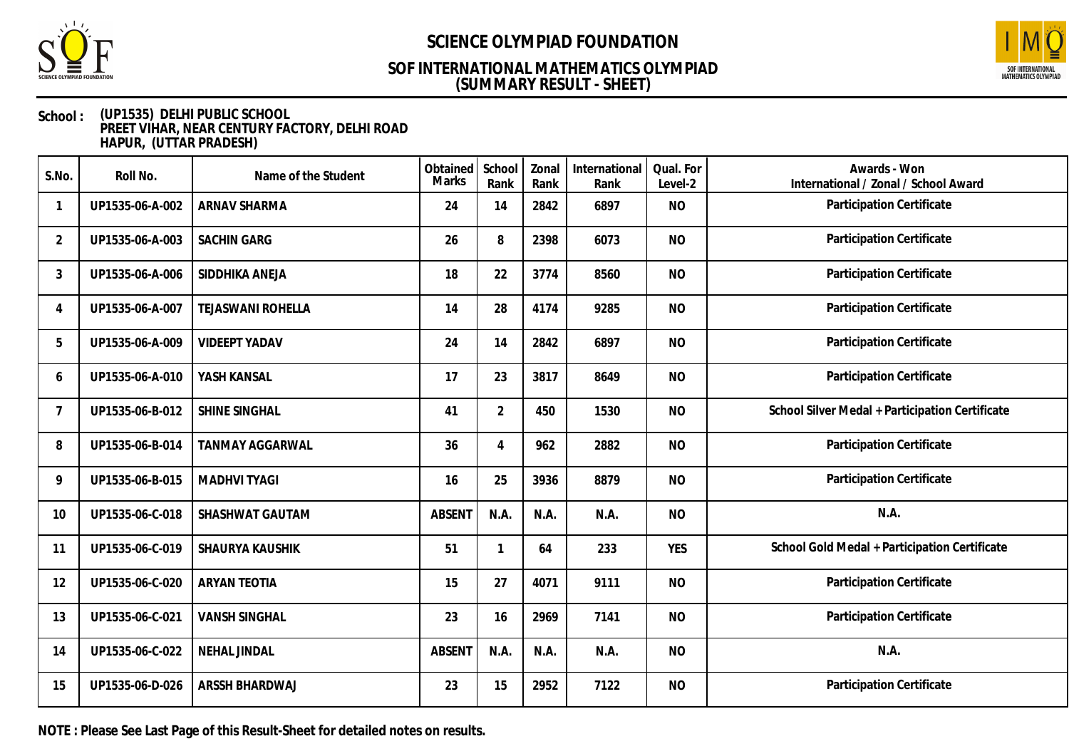# SCIENCE OLYMPIAD FOUNDATION

## SOF INTERNATIONAL MATHEMATICS OLYMPIAD
## (SUMMARY RESULT - SHEET)

**School :** (UP1535) DELHI PUBLIC SCHOOL
PREET VIHAR, NEAR CENTURY FACTORY, DELHI ROAD
HAPUR, (UTTAR PRADESH)

| S.No. | Roll No. | Name of the Student | Obtained Marks | School Rank | Zonal Rank | International Rank | Qual. For Level-2 | Awards - Won International / Zonal / School Award |
|---|---|---|---|---|---|---|---|---|
| 1 | UP1535-06-A-002 | ARNAV SHARMA | 24 | 14 | 2842 | 6897 | NO | Participation Certificate |
| 2 | UP1535-06-A-003 | SACHIN GARG | 26 | 8 | 2398 | 6073 | NO | Participation Certificate |
| 3 | UP1535-06-A-006 | SIDDHIKA ANEJA | 18 | 22 | 3774 | 8560 | NO | Participation Certificate |
| 4 | UP1535-06-A-007 | TEJASWANI ROHELLA | 14 | 28 | 4174 | 9285 | NO | Participation Certificate |
| 5 | UP1535-06-A-009 | VIDEEPT YADAV | 24 | 14 | 2842 | 6897 | NO | Participation Certificate |
| 6 | UP1535-06-A-010 | YASH KANSAL | 17 | 23 | 3817 | 8649 | NO | Participation Certificate |
| 7 | UP1535-06-B-012 | SHINE SINGHAL | 41 | 2 | 450 | 1530 | NO | School Silver Medal + Participation Certificate |
| 8 | UP1535-06-B-014 | TANMAY AGGARWAL | 36 | 4 | 962 | 2882 | NO | Participation Certificate |
| 9 | UP1535-06-B-015 | MADHVI TYAGI | 16 | 25 | 3936 | 8879 | NO | Participation Certificate |
| 10 | UP1535-06-C-018 | SHASHWAT GAUTAM | ABSENT | N.A. | N.A. | N.A. | NO | N.A. |
| 11 | UP1535-06-C-019 | SHAURYA KAUSHIK | 51 | 1 | 64 | 233 | YES | School Gold Medal + Participation Certificate |
| 12 | UP1535-06-C-020 | ARYAN TEOTIA | 15 | 27 | 4071 | 9111 | NO | Participation Certificate |
| 13 | UP1535-06-C-021 | VANSH SINGHAL | 23 | 16 | 2969 | 7141 | NO | Participation Certificate |
| 14 | UP1535-06-C-022 | NEHAL JINDAL | ABSENT | N.A. | N.A. | N.A. | NO | N.A. |
| 15 | UP1535-06-D-026 | ARSSH BHARDWAJ | 23 | 15 | 2952 | 7122 | NO | Participation Certificate |

**NOTE : Please See Last Page of this Result-Sheet for detailed notes on results.**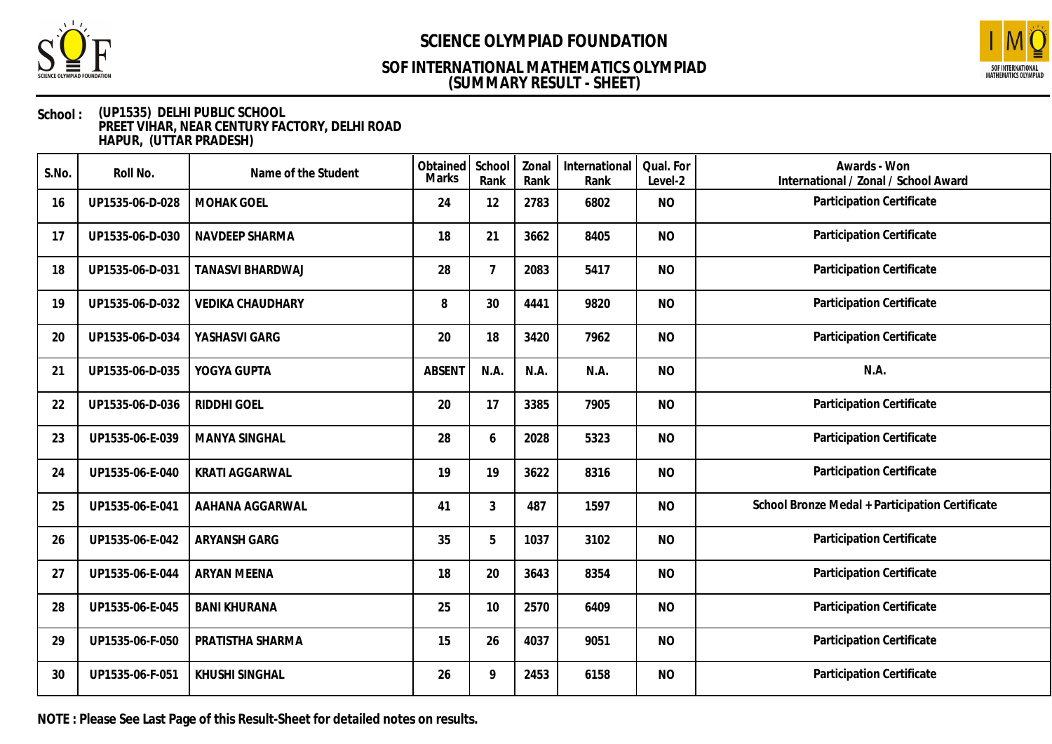# SCIENCE OLYMPIAD FOUNDATION

## SOF INTERNATIONAL MATHEMATICS OLYMPIAD
## (SUMMARY RESULT - SHEET)

**School :** (UP1535) DELHI PUBLIC SCHOOL
PREET VIHAR, NEAR CENTURY FACTORY, DELHI ROAD
HAPUR, (UTTAR PRADESH)

| S.No. | Roll No. | Name of the Student | Obtained Marks | School Rank | Zonal Rank | International Rank | Qual. For Level-2 | Awards - Won International / Zonal / School Award |
|---|---|---|---|---|---|---|---|---|
| 16 | UP1535-06-D-028 | MOHAK GOEL | 24 | 12 | 2783 | 6802 | NO | Participation Certificate |
| 17 | UP1535-06-D-030 | NAVDEEP SHARMA | 18 | 21 | 3662 | 8405 | NO | Participation Certificate |
| 18 | UP1535-06-D-031 | TANASVI BHARDWAJ | 28 | 7 | 2083 | 5417 | NO | Participation Certificate |
| 19 | UP1535-06-D-032 | VEDIKA CHAUDHARY | 8 | 30 | 4441 | 9820 | NO | Participation Certificate |
| 20 | UP1535-06-D-034 | YASHASVI GARG | 20 | 18 | 3420 | 7962 | NO | Participation Certificate |
| 21 | UP1535-06-D-035 | YOGYA GUPTA | ABSENT | N.A. | N.A. | N.A. | NO | N.A. |
| 22 | UP1535-06-D-036 | RIDDHI GOEL | 20 | 17 | 3385 | 7905 | NO | Participation Certificate |
| 23 | UP1535-06-E-039 | MANYA SINGHAL | 28 | 6 | 2028 | 5323 | NO | Participation Certificate |
| 24 | UP1535-06-E-040 | KRATI AGGARWAL | 19 | 19 | 3622 | 8316 | NO | Participation Certificate |
| 25 | UP1535-06-E-041 | AAHANA AGGARWAL | 41 | 3 | 487 | 1597 | NO | School Bronze Medal + Participation Certificate |
| 26 | UP1535-06-E-042 | ARYANSH GARG | 35 | 5 | 1037 | 3102 | NO | Participation Certificate |
| 27 | UP1535-06-E-044 | ARYAN MEENA | 18 | 20 | 3643 | 8354 | NO | Participation Certificate |
| 28 | UP1535-06-E-045 | BANI KHURANA | 25 | 10 | 2570 | 6409 | NO | Participation Certificate |
| 29 | UP1535-06-F-050 | PRATISTHA SHARMA | 15 | 26 | 4037 | 9051 | NO | Participation Certificate |
| 30 | UP1535-06-F-051 | KHUSHI SINGHAL | 26 | 9 | 2453 | 6158 | NO | Participation Certificate |

**NOTE : Please See Last Page of this Result-Sheet for detailed notes on results.**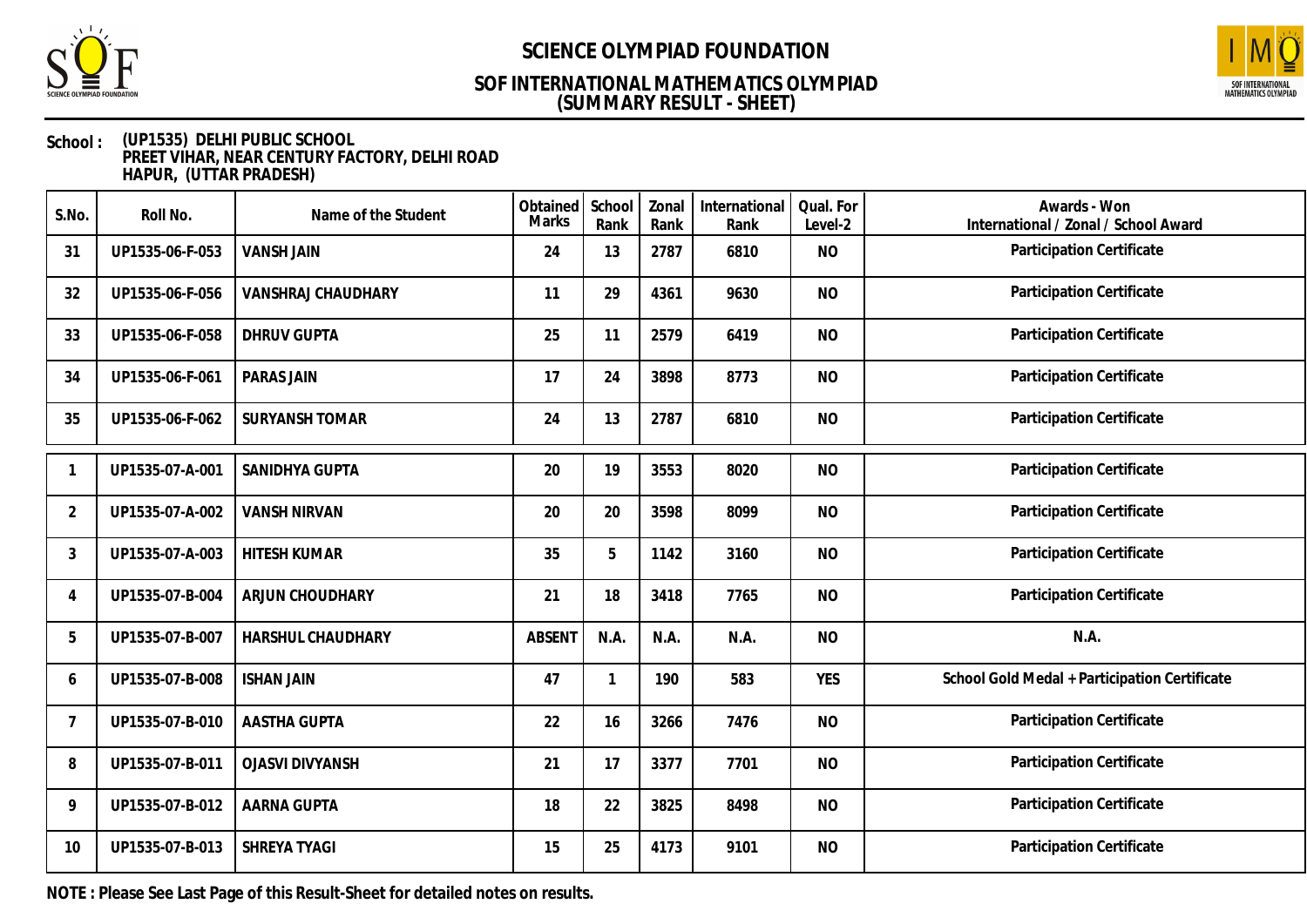School : (UP1535) DELHI PUBLIC SCHOOL
PREET VIHAR, NEAR CENTURY FACTORY, DELHI ROAD
HAPUR, (UTTAR PRADESH)

| S.No. | Roll No. | Name of the Student | Obtained Marks | School Rank | Zonal Rank | International Rank | Qual. For Level-2 | Awards - Won International / Zonal / School Award |
|---|---|---|---|---|---|---|---|---|
| 31 | UP1535-06-F-053 | VANSH JAIN | 24 | 13 | 2787 | 6810 | NO | Participation Certificate |
| 32 | UP1535-06-F-056 | VANSHRAJ CHAUDHARY | 11 | 29 | 4361 | 9630 | NO | Participation Certificate |
| 33 | UP1535-06-F-058 | DHRUV GUPTA | 25 | 11 | 2579 | 6419 | NO | Participation Certificate |
| 34 | UP1535-06-F-061 | PARAS JAIN | 17 | 24 | 3898 | 8773 | NO | Participation Certificate |
| 35 | UP1535-06-F-062 | SURYANSH TOMAR | 24 | 13 | 2787 | 6810 | NO | Participation Certificate |
| 1 | UP1535-07-A-001 | SANIDHYA GUPTA | 20 | 19 | 3553 | 8020 | NO | Participation Certificate |
| 2 | UP1535-07-A-002 | VANSH NIRVAN | 20 | 20 | 3598 | 8099 | NO | Participation Certificate |
| 3 | UP1535-07-A-003 | HITESH KUMAR | 35 | 5 | 1142 | 3160 | NO | Participation Certificate |
| 4 | UP1535-07-B-004 | ARJUN CHOUDHARY | 21 | 18 | 3418 | 7765 | NO | Participation Certificate |
| 5 | UP1535-07-B-007 | HARSHUL CHAUDHARY | ABSENT | N.A. | N.A. | N.A. | NO | N.A. |
| 6 | UP1535-07-B-008 | ISHAN JAIN | 47 | 1 | 190 | 583 | YES | School Gold Medal + Participation Certificate |
| 7 | UP1535-07-B-010 | AASTHA GUPTA | 22 | 16 | 3266 | 7476 | NO | Participation Certificate |
| 8 | UP1535-07-B-011 | OJASVI DIVYANSH | 21 | 17 | 3377 | 7701 | NO | Participation Certificate |
| 9 | UP1535-07-B-012 | AARNA GUPTA | 18 | 22 | 3825 | 8498 | NO | Participation Certificate |
| 10 | UP1535-07-B-013 | SHREYA TYAGI | 15 | 25 | 4173 | 9101 | NO | Participation Certificate |

**NOTE : Please See Last Page of this Result-Sheet for detailed notes on results.**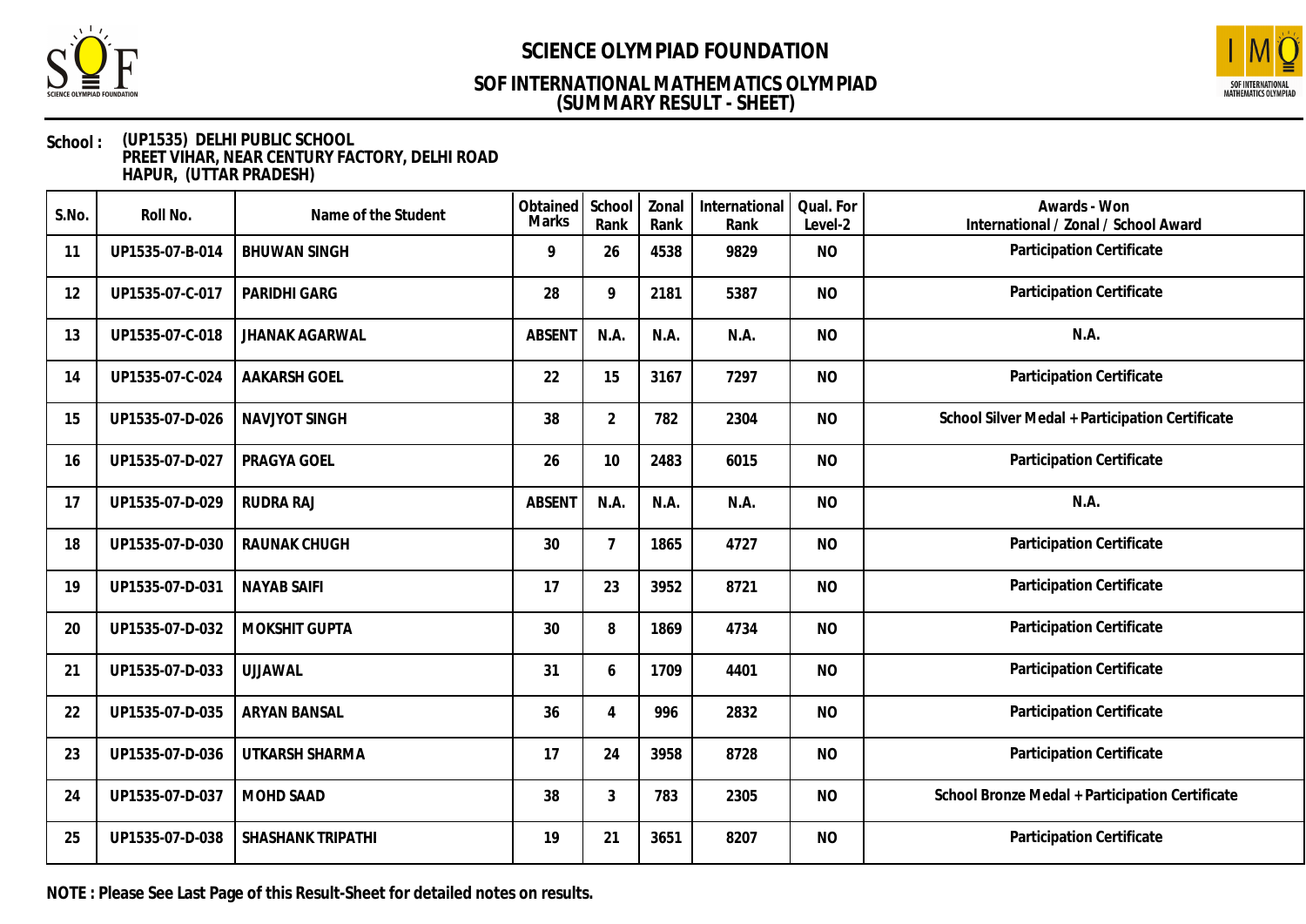# SCIENCE OLYMPIAD FOUNDATION

## SOF INTERNATIONAL MATHEMATICS OLYMPIAD
## (SUMMARY RESULT - SHEET)

**School :** **(UP1535) DELHI PUBLIC SCHOOL**
**PREET VIHAR, NEAR CENTURY FACTORY, DELHI ROAD**
**HAPUR, (UTTAR PRADESH)**

| S.No. | Roll No. | Name of the Student | Obtained Marks | School Rank | Zonal Rank | International Rank | Qual. For Level-2 | Awards - Won International / Zonal / School Award |
|---|---|---|---|---|---|---|---|---|
| 11 | UP1535-07-B-014 | BHUWAN SINGH | 9 | 26 | 4538 | 9829 | NO | Participation Certificate |
| 12 | UP1535-07-C-017 | PARIDHI GARG | 28 | 9 | 2181 | 5387 | NO | Participation Certificate |
| 13 | UP1535-07-C-018 | JHANAK AGARWAL | ABSENT | N.A. | N.A. | N.A. | NO | N.A. |
| 14 | UP1535-07-C-024 | AAKARSH GOEL | 22 | 15 | 3167 | 7297 | NO | Participation Certificate |
| 15 | UP1535-07-D-026 | NAVJYOT SINGH | 38 | 2 | 782 | 2304 | NO | School Silver Medal + Participation Certificate |
| 16 | UP1535-07-D-027 | PRAGYA GOEL | 26 | 10 | 2483 | 6015 | NO | Participation Certificate |
| 17 | UP1535-07-D-029 | RUDRA RAJ | ABSENT | N.A. | N.A. | N.A. | NO | N.A. |
| 18 | UP1535-07-D-030 | RAUNAK CHUGH | 30 | 7 | 1865 | 4727 | NO | Participation Certificate |
| 19 | UP1535-07-D-031 | NAYAB SAIFI | 17 | 23 | 3952 | 8721 | NO | Participation Certificate |
| 20 | UP1535-07-D-032 | MOKSHIT GUPTA | 30 | 8 | 1869 | 4734 | NO | Participation Certificate |
| 21 | UP1535-07-D-033 | UJJAWAL | 31 | 6 | 1709 | 4401 | NO | Participation Certificate |
| 22 | UP1535-07-D-035 | ARYAN BANSAL | 36 | 4 | 996 | 2832 | NO | Participation Certificate |
| 23 | UP1535-07-D-036 | UTKARSH SHARMA | 17 | 24 | 3958 | 8728 | NO | Participation Certificate |
| 24 | UP1535-07-D-037 | MOHD SAAD | 38 | 3 | 783 | 2305 | NO | School Bronze Medal + Participation Certificate |
| 25 | UP1535-07-D-038 | SHASHANK TRIPATHI | 19 | 21 | 3651 | 8207 | NO | Participation Certificate |

**NOTE : Please See Last Page of this Result-Sheet for detailed notes on results.**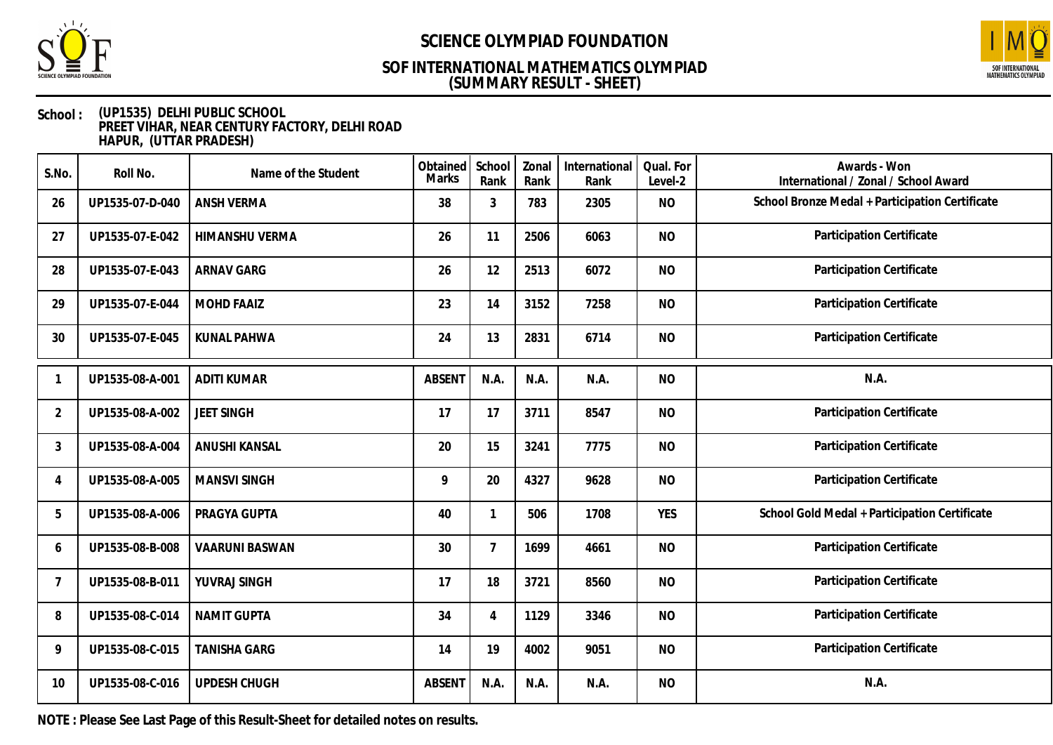# SCIENCE OLYMPIAD FOUNDATION

## SOF INTERNATIONAL MATHEMATICS OLYMPIAD
## (SUMMARY RESULT - SHEET)

**School :** (UP1535) DELHI PUBLIC SCHOOL
PREET VIHAR, NEAR CENTURY FACTORY, DELHI ROAD
HAPUR, (UTTAR PRADESH)

| S.No. | Roll No. | Name of the Student | Obtained Marks | School Rank | Zonal Rank | International Rank | Qual. For Level-2 | Awards - Won International / Zonal / School Award |
|---|---|---|---|---|---|---|---|---|
| 26 | UP1535-07-D-040 | ANSH VERMA | 38 | 3 | 783 | 2305 | NO | School Bronze Medal + Participation Certificate |
| 27 | UP1535-07-E-042 | HIMANSHU VERMA | 26 | 11 | 2506 | 6063 | NO | Participation Certificate |
| 28 | UP1535-07-E-043 | ARNAV GARG | 26 | 12 | 2513 | 6072 | NO | Participation Certificate |
| 29 | UP1535-07-E-044 | MOHD FAAIZ | 23 | 14 | 3152 | 7258 | NO | Participation Certificate |
| 30 | UP1535-07-E-045 | KUNAL PAHWA | 24 | 13 | 2831 | 6714 | NO | Participation Certificate |
| 1 | UP1535-08-A-001 | ADITI KUMAR | ABSENT | N.A. | N.A. | N.A. | NO | N.A. |
| 2 | UP1535-08-A-002 | JEET SINGH | 17 | 17 | 3711 | 8547 | NO | Participation Certificate |
| 3 | UP1535-08-A-004 | ANUSHI KANSAL | 20 | 15 | 3241 | 7775 | NO | Participation Certificate |
| 4 | UP1535-08-A-005 | MANSVI SINGH | 9 | 20 | 4327 | 9628 | NO | Participation Certificate |
| 5 | UP1535-08-A-006 | PRAGYA GUPTA | 40 | 1 | 506 | 1708 | YES | School Gold Medal + Participation Certificate |
| 6 | UP1535-08-B-008 | VAARUNI BASWAN | 30 | 7 | 1699 | 4661 | NO | Participation Certificate |
| 7 | UP1535-08-B-011 | YUVRAJ SINGH | 17 | 18 | 3721 | 8560 | NO | Participation Certificate |
| 8 | UP1535-08-C-014 | NAMIT GUPTA | 34 | 4 | 1129 | 3346 | NO | Participation Certificate |
| 9 | UP1535-08-C-015 | TANISHA GARG | 14 | 19 | 4002 | 9051 | NO | Participation Certificate |
| 10 | UP1535-08-C-016 | UPDESH CHUGH | ABSENT | N.A. | N.A. | N.A. | NO | N.A. |

**NOTE : Please See Last Page of this Result-Sheet for detailed notes on results.**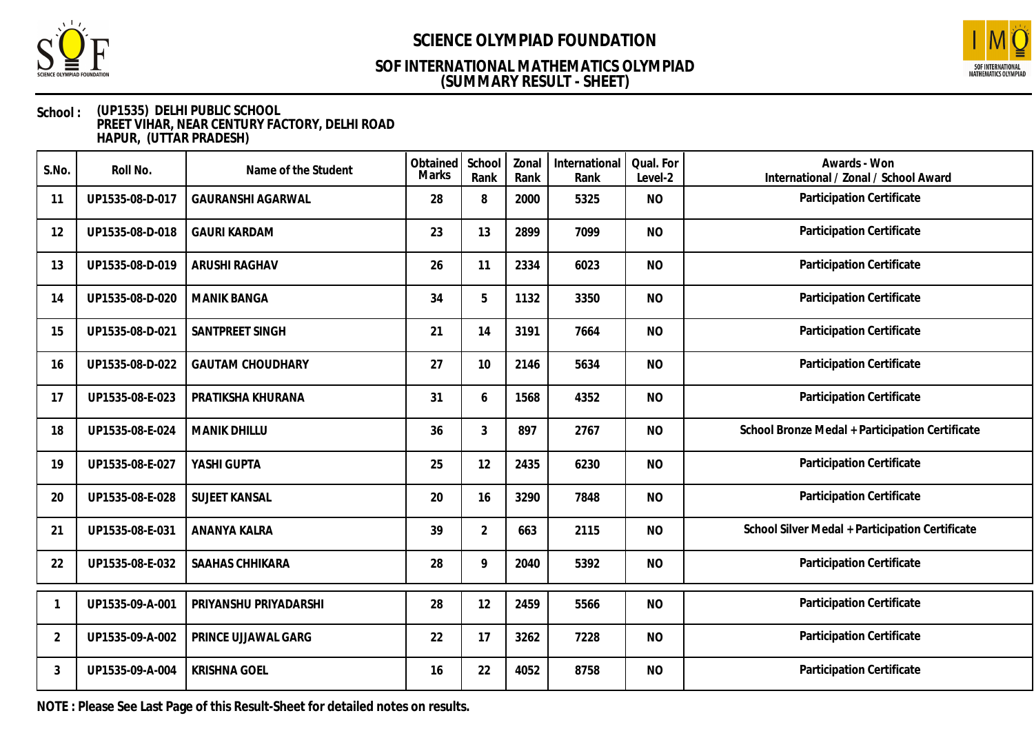# SCIENCE OLYMPIAD FOUNDATION

## SOF INTERNATIONAL MATHEMATICS OLYMPIAD
## (SUMMARY RESULT - SHEET)

**School :** (UP1535) DELHI PUBLIC SCHOOL
PREET VIHAR, NEAR CENTURY FACTORY, DELHI ROAD
HAPUR, (UTTAR PRADESH)

| S.No. | Roll No. | Name of the Student | Obtained Marks | School Rank | Zonal Rank | International Rank | Qual. For Level-2 | Awards - Won International / Zonal / School Award |
|---|---|---|---|---|---|---|---|---|
| 11 | UP1535-08-D-017 | GAURANSHI AGARWAL | 28 | 8 | 2000 | 5325 | NO | Participation Certificate |
| 12 | UP1535-08-D-018 | GAURI KARDAM | 23 | 13 | 2899 | 7099 | NO | Participation Certificate |
| 13 | UP1535-08-D-019 | ARUSHI RAGHAV | 26 | 11 | 2334 | 6023 | NO | Participation Certificate |
| 14 | UP1535-08-D-020 | MANIK BANGA | 34 | 5 | 1132 | 3350 | NO | Participation Certificate |
| 15 | UP1535-08-D-021 | SANTPREET SINGH | 21 | 14 | 3191 | 7664 | NO | Participation Certificate |
| 16 | UP1535-08-D-022 | GAUTAM CHOUDHARY | 27 | 10 | 2146 | 5634 | NO | Participation Certificate |
| 17 | UP1535-08-E-023 | PRATIKSHA KHURANA | 31 | 6 | 1568 | 4352 | NO | Participation Certificate |
| 18 | UP1535-08-E-024 | MANIK DHILLU | 36 | 3 | 897 | 2767 | NO | School Bronze Medal + Participation Certificate |
| 19 | UP1535-08-E-027 | YASHI GUPTA | 25 | 12 | 2435 | 6230 | NO | Participation Certificate |
| 20 | UP1535-08-E-028 | SUJEET KANSAL | 20 | 16 | 3290 | 7848 | NO | Participation Certificate |
| 21 | UP1535-08-E-031 | ANANYA KALRA | 39 | 2 | 663 | 2115 | NO | School Silver Medal + Participation Certificate |
| 22 | UP1535-08-E-032 | SAAHAS CHHIKARA | 28 | 9 | 2040 | 5392 | NO | Participation Certificate |
| 1 | UP1535-09-A-001 | PRIYANSHU PRIYADARSHI | 28 | 12 | 2459 | 5566 | NO | Participation Certificate |
| 2 | UP1535-09-A-002 | PRINCE UJJAWAL GARG | 22 | 17 | 3262 | 7228 | NO | Participation Certificate |
| 3 | UP1535-09-A-004 | KRISHNA GOEL | 16 | 22 | 4052 | 8758 | NO | Participation Certificate |

**NOTE : Please See Last Page of this Result-Sheet for detailed notes on results.**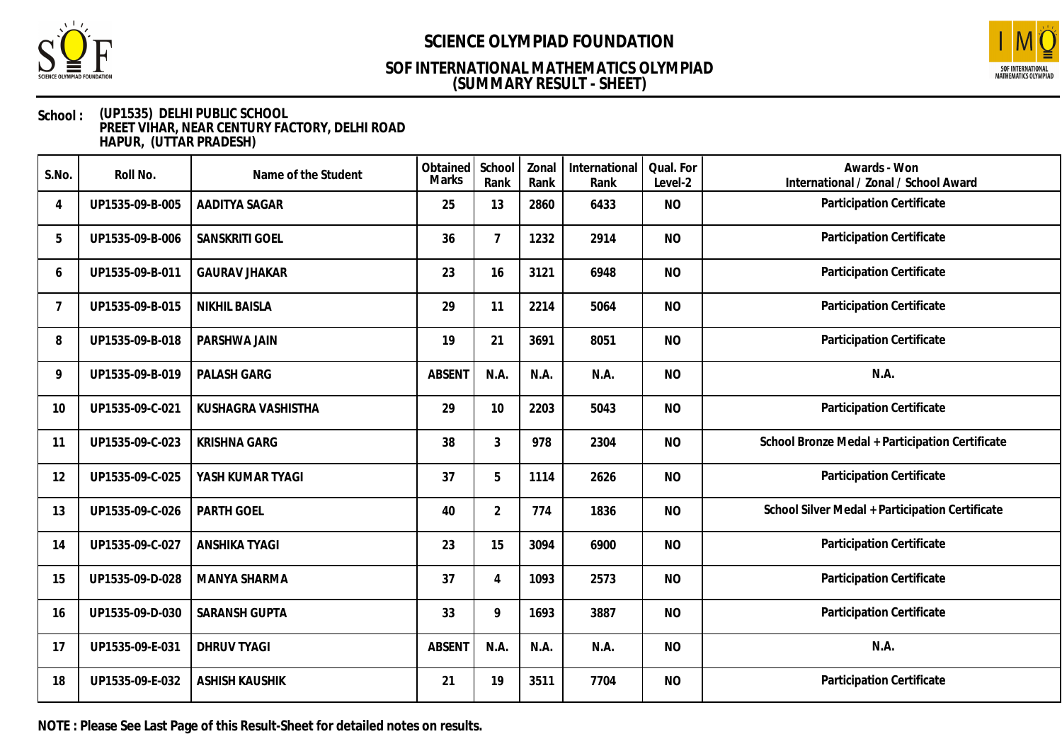# SCIENCE OLYMPIAD FOUNDATION

## SOF INTERNATIONAL MATHEMATICS OLYMPIAD
## (SUMMARY RESULT - SHEET)

**School :** (UP1535) DELHI PUBLIC SCHOOL
PREET VIHAR, NEAR CENTURY FACTORY, DELHI ROAD
HAPUR, (UTTAR PRADESH)

| S.No. | Roll No. | Name of the Student | Obtained Marks | School Rank | Zonal Rank | International Rank | Qual. For Level-2 | Awards - Won International / Zonal / School Award |
|---|---|---|---|---|---|---|---|---|
| 4 | UP1535-09-B-005 | AADITYA SAGAR | 25 | 13 | 2860 | 6433 | NO | Participation Certificate |
| 5 | UP1535-09-B-006 | SANSKRITI GOEL | 36 | 7 | 1232 | 2914 | NO | Participation Certificate |
| 6 | UP1535-09-B-011 | GAURAV JHAKAR | 23 | 16 | 3121 | 6948 | NO | Participation Certificate |
| 7 | UP1535-09-B-015 | NIKHIL BAISLA | 29 | 11 | 2214 | 5064 | NO | Participation Certificate |
| 8 | UP1535-09-B-018 | PARSHWA JAIN | 19 | 21 | 3691 | 8051 | NO | Participation Certificate |
| 9 | UP1535-09-B-019 | PALASH GARG | ABSENT | N.A. | N.A. | N.A. | NO | N.A. |
| 10 | UP1535-09-C-021 | KUSHAGRA VASHISTHA | 29 | 10 | 2203 | 5043 | NO | Participation Certificate |
| 11 | UP1535-09-C-023 | KRISHNA GARG | 38 | 3 | 978 | 2304 | NO | School Bronze Medal + Participation Certificate |
| 12 | UP1535-09-C-025 | YASH KUMAR TYAGI | 37 | 5 | 1114 | 2626 | NO | Participation Certificate |
| 13 | UP1535-09-C-026 | PARTH GOEL | 40 | 2 | 774 | 1836 | NO | School Silver Medal + Participation Certificate |
| 14 | UP1535-09-C-027 | ANSHIKA TYAGI | 23 | 15 | 3094 | 6900 | NO | Participation Certificate |
| 15 | UP1535-09-D-028 | MANYA SHARMA | 37 | 4 | 1093 | 2573 | NO | Participation Certificate |
| 16 | UP1535-09-D-030 | SARANSH GUPTA | 33 | 9 | 1693 | 3887 | NO | Participation Certificate |
| 17 | UP1535-09-E-031 | DHRUV TYAGI | ABSENT | N.A. | N.A. | N.A. | NO | N.A. |
| 18 | UP1535-09-E-032 | ASHISH KAUSHIK | 21 | 19 | 3511 | 7704 | NO | Participation Certificate |

**NOTE : Please See Last Page of this Result-Sheet for detailed notes on results.**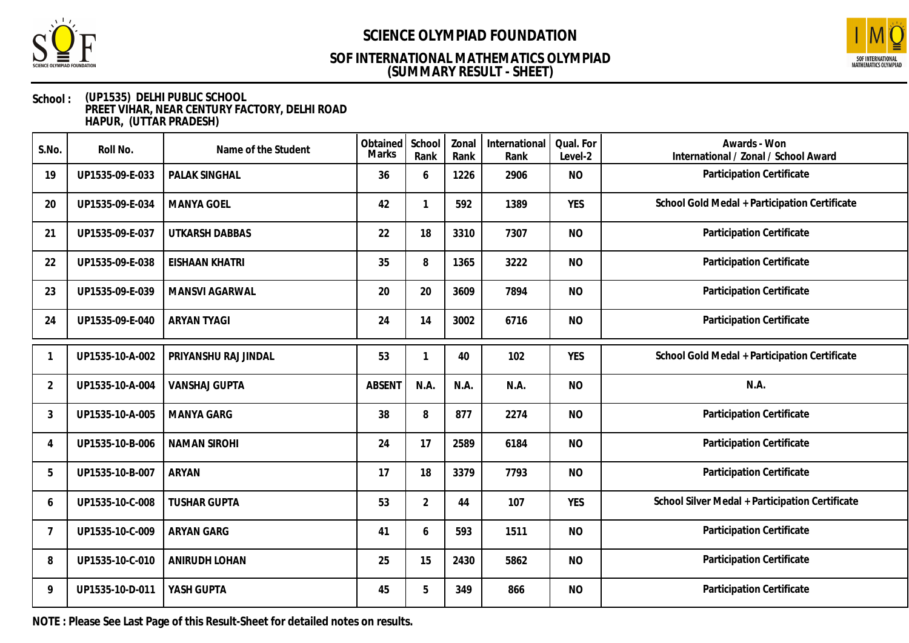# SCIENCE OLYMPIAD FOUNDATION

## SOF INTERNATIONAL MATHEMATICS OLYMPIAD
## (SUMMARY RESULT - SHEET)

**School :** (UP1535) DELHI PUBLIC SCHOOL
PREET VIHAR, NEAR CENTURY FACTORY, DELHI ROAD
HAPUR, (UTTAR PRADESH)

| S.No. | Roll No. | Name of the Student | Obtained Marks | School Rank | Zonal Rank | International Rank | Qual. For Level-2 | Awards - Won International / Zonal / School Award |
|---|---|---|---|---|---|---|---|---|
| 19 | UP1535-09-E-033 | PALAK SINGHAL | 36 | 6 | 1226 | 2906 | NO | Participation Certificate |
| 20 | UP1535-09-E-034 | MANYA GOEL | 42 | 1 | 592 | 1389 | YES | School Gold Medal + Participation Certificate |
| 21 | UP1535-09-E-037 | UTKARSH DABBAS | 22 | 18 | 3310 | 7307 | NO | Participation Certificate |
| 22 | UP1535-09-E-038 | EISHAAN KHATRI | 35 | 8 | 1365 | 3222 | NO | Participation Certificate |
| 23 | UP1535-09-E-039 | MANSVI AGARWAL | 20 | 20 | 3609 | 7894 | NO | Participation Certificate |
| 24 | UP1535-09-E-040 | ARYAN TYAGI | 24 | 14 | 3002 | 6716 | NO | Participation Certificate |

| S.No. | Roll No. | Name of the Student | Obtained Marks | School Rank | Zonal Rank | International Rank | Qual. For Level-2 | Awards - Won International / Zonal / School Award |
|---|---|---|---|---|---|---|---|---|
| 1 | UP1535-10-A-002 | PRIYANSHU RAJ JINDAL | 53 | 1 | 40 | 102 | YES | School Gold Medal + Participation Certificate |
| 2 | UP1535-10-A-004 | VANSHAJ GUPTA | ABSENT | N.A. | N.A. | N.A. | NO | N.A. |
| 3 | UP1535-10-A-005 | MANYA GARG | 38 | 8 | 877 | 2274 | NO | Participation Certificate |
| 4 | UP1535-10-B-006 | NAMAN SIROHI | 24 | 17 | 2589 | 6184 | NO | Participation Certificate |
| 5 | UP1535-10-B-007 | ARYAN | 17 | 18 | 3379 | 7793 | NO | Participation Certificate |
| 6 | UP1535-10-C-008 | TUSHAR GUPTA | 53 | 2 | 44 | 107 | YES | School Silver Medal + Participation Certificate |
| 7 | UP1535-10-C-009 | ARYAN GARG | 41 | 6 | 593 | 1511 | NO | Participation Certificate |
| 8 | UP1535-10-C-010 | ANIRUDH LOHAN | 25 | 15 | 2430 | 5862 | NO | Participation Certificate |
| 9 | UP1535-10-D-011 | YASH GUPTA | 45 | 5 | 349 | 866 | NO | Participation Certificate |

**NOTE : Please See Last Page of this Result-Sheet for detailed notes on results.**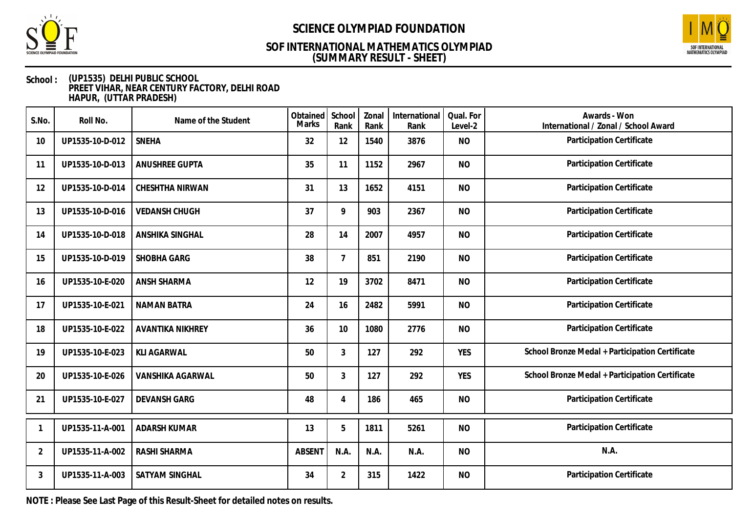# SCIENCE OLYMPIAD FOUNDATION

## SOF INTERNATIONAL MATHEMATICS OLYMPIAD
## (SUMMARY RESULT - SHEET)

**School :** (UP1535) DELHI PUBLIC SCHOOL
PREET VIHAR, NEAR CENTURY FACTORY, DELHI ROAD
HAPUR, (UTTAR PRADESH)

| S.No. | Roll No. | Name of the Student | Obtained Marks | School Rank | Zonal Rank | International Rank | Qual. For Level-2 | Awards - Won International / Zonal / School Award |
|---|---|---|---|---|---|---|---|---|
| 10 | UP1535-10-D-012 | SNEHA | 32 | 12 | 1540 | 3876 | NO | Participation Certificate |
| 11 | UP1535-10-D-013 | ANUSHREE GUPTA | 35 | 11 | 1152 | 2967 | NO | Participation Certificate |
| 12 | UP1535-10-D-014 | CHESHTHA NIRWAN | 31 | 13 | 1652 | 4151 | NO | Participation Certificate |
| 13 | UP1535-10-D-016 | VEDANSH CHUGH | 37 | 9 | 903 | 2367 | NO | Participation Certificate |
| 14 | UP1535-10-D-018 | ANSHIKA SINGHAL | 28 | 14 | 2007 | 4957 | NO | Participation Certificate |
| 15 | UP1535-10-D-019 | SHOBHA GARG | 38 | 7 | 851 | 2190 | NO | Participation Certificate |
| 16 | UP1535-10-E-020 | ANSH SHARMA | 12 | 19 | 3702 | 8471 | NO | Participation Certificate |
| 17 | UP1535-10-E-021 | NAMAN BATRA | 24 | 16 | 2482 | 5991 | NO | Participation Certificate |
| 18 | UP1535-10-E-022 | AVANTIKA NIKHREY | 36 | 10 | 1080 | 2776 | NO | Participation Certificate |
| 19 | UP1535-10-E-023 | KLI AGARWAL | 50 | 3 | 127 | 292 | YES | School Bronze Medal + Participation Certificate |
| 20 | UP1535-10-E-026 | VANSHIKA AGARWAL | 50 | 3 | 127 | 292 | YES | School Bronze Medal + Participation Certificate |
| 21 | UP1535-10-E-027 | DEVANSH GARG | 48 | 4 | 186 | 465 | NO | Participation Certificate |
| 1 | UP1535-11-A-001 | ADARSH KUMAR | 13 | 5 | 1811 | 5261 | NO | Participation Certificate |
| 2 | UP1535-11-A-002 | RASHI SHARMA | ABSENT | N.A. | N.A. | N.A. | NO | N.A. |
| 3 | UP1535-11-A-003 | SATYAM SINGHAL | 34 | 2 | 315 | 1422 | NO | Participation Certificate |

**NOTE : Please See Last Page of this Result-Sheet for detailed notes on results.**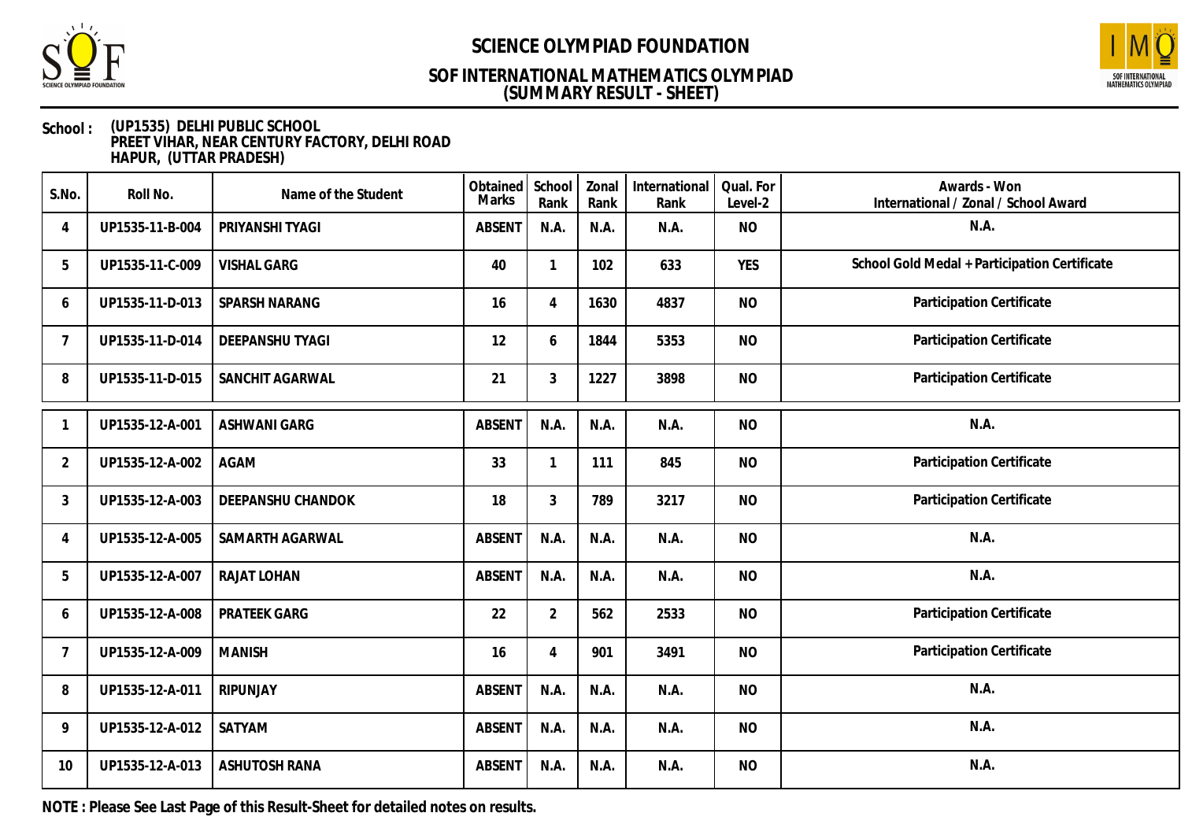# SCIENCE OLYMPIAD FOUNDATION

## SOF INTERNATIONAL MATHEMATICS OLYMPIAD
## (SUMMARY RESULT - SHEET)

**School :** (UP1535) DELHI PUBLIC SCHOOL
PREET VIHAR, NEAR CENTURY FACTORY, DELHI ROAD
HAPUR, (UTTAR PRADESH)

| S.No. | Roll No. | Name of the Student | Obtained Marks | School Rank | Zonal Rank | International Rank | Qual. For Level-2 | Awards - Won International / Zonal / School Award |
|---|---|---|---|---|---|---|---|---|
| 4 | UP1535-11-B-004 | PRIYANSHI TYAGI | ABSENT | N.A. | N.A. | N.A. | NO | N.A. |
| 5 | UP1535-11-C-009 | VISHAL GARG | 40 | 1 | 102 | 633 | YES | School Gold Medal + Participation Certificate |
| 6 | UP1535-11-D-013 | SPARSH NARANG | 16 | 4 | 1630 | 4837 | NO | Participation Certificate |
| 7 | UP1535-11-D-014 | DEEPANSHU TYAGI | 12 | 6 | 1844 | 5353 | NO | Participation Certificate |
| 8 | UP1535-11-D-015 | SANCHIT AGARWAL | 21 | 3 | 1227 | 3898 | NO | Participation Certificate |
| 1 | UP1535-12-A-001 | ASHWANI GARG | ABSENT | N.A. | N.A. | N.A. | NO | N.A. |
| 2 | UP1535-12-A-002 | AGAM | 33 | 1 | 111 | 845 | NO | Participation Certificate |
| 3 | UP1535-12-A-003 | DEEPANSHU CHANDOK | 18 | 3 | 789 | 3217 | NO | Participation Certificate |
| 4 | UP1535-12-A-005 | SAMARTH AGARWAL | ABSENT | N.A. | N.A. | N.A. | NO | N.A. |
| 5 | UP1535-12-A-007 | RAJAT LOHAN | ABSENT | N.A. | N.A. | N.A. | NO | N.A. |
| 6 | UP1535-12-A-008 | PRATEEK GARG | 22 | 2 | 562 | 2533 | NO | Participation Certificate |
| 7 | UP1535-12-A-009 | MANISH | 16 | 4 | 901 | 3491 | NO | Participation Certificate |
| 8 | UP1535-12-A-011 | RIPUNJAY | ABSENT | N.A. | N.A. | N.A. | NO | N.A. |
| 9 | UP1535-12-A-012 | SATYAM | ABSENT | N.A. | N.A. | N.A. | NO | N.A. |
| 10 | UP1535-12-A-013 | ASHUTOSH RANA | ABSENT | N.A. | N.A. | N.A. | NO | N.A. |

**NOTE : Please See Last Page of this Result-Sheet for detailed notes on results.**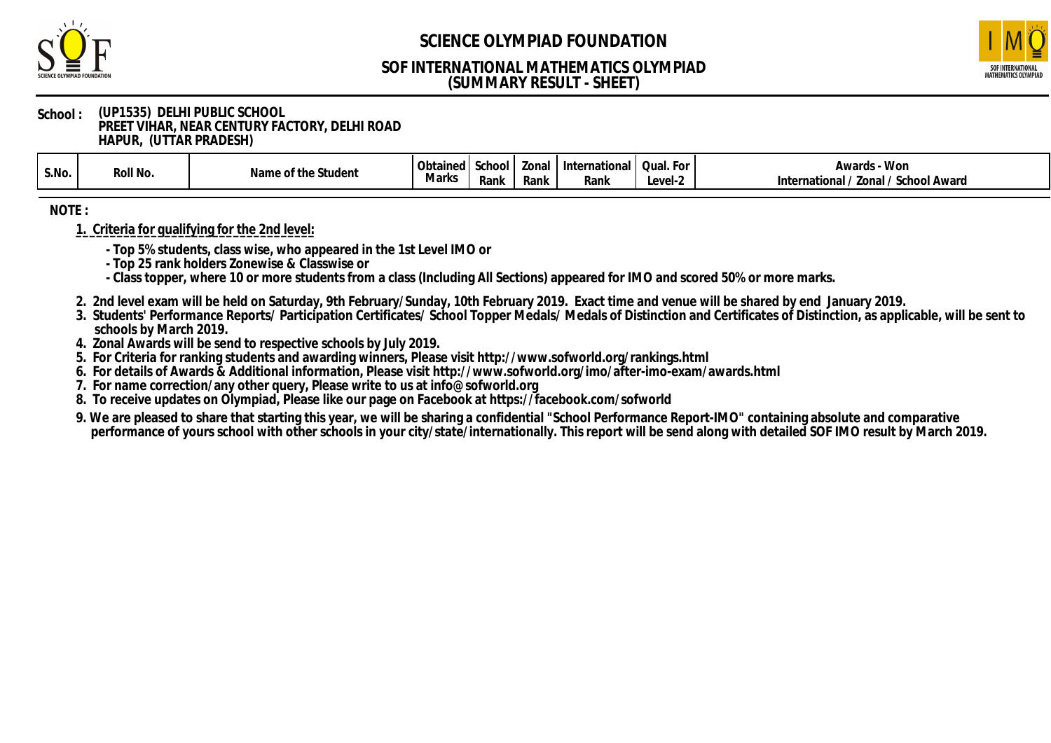# SCIENCE OLYMPIAD FOUNDATION

## SOF INTERNATIONAL MATHEMATICS OLYMPIAD
## (SUMMARY RESULT - SHEET)

**School :** **(UP1535) DELHI PUBLIC SCHOOL**
**PREET VIHAR, NEAR CENTURY FACTORY, DELHI ROAD**
**HAPUR, (UTTAR PRADESH)**

| S.No. | Roll No. | Name of the Student | Obtained Marks | School Rank | Zonal Rank | International Rank | Qual. For Level-2 | Awards - Won International / Zonal / School Award |
|---|---|---|---|---|---|---|---|---|

**NOTE :**

**1. Criteria for qualifying for the 2nd level:**

- **Top 5% students, class wise, who appeared in the 1st Level IMO or**
- **Top 25 rank holders Zonewise & Classwise or**
- **Class topper, where 10 or more students from a class (Including All Sections) appeared for IMO and scored 50% or more marks.**

**2. 2nd level exam will be held on Saturday, 9th February/Sunday, 10th February 2019. Exact time and venue will be shared by end January 2019.**

**3. Students' Performance Reports/ Participation Certificates/ School Topper Medals/ Medals of Distinction and Certificates of Distinction, as applicable, will be sent to schools by March 2019.**

**4. Zonal Awards will be send to respective schools by July 2019.**

**5. For Criteria for ranking students and awarding winners, Please visit http://www.sofworld.org/rankings.html**

**6. For details of Awards & Additional information, Please visit http://www.sofworld.org/imo/after-imo-exam/awards.html**

**7. For name correction/any other query, Please write to us at info@sofworld.org**

**8. To receive updates on Olympiad, Please like our page on Facebook at https://facebook.com/sofworld**

**9. We are pleased to share that starting this year, we will be sharing a confidential "School Performance Report-IMO" containing absolute and comparative performance of yours school with other schools in your city/state/internationally. This report will be send along with detailed SOF IMO result by March 2019.**